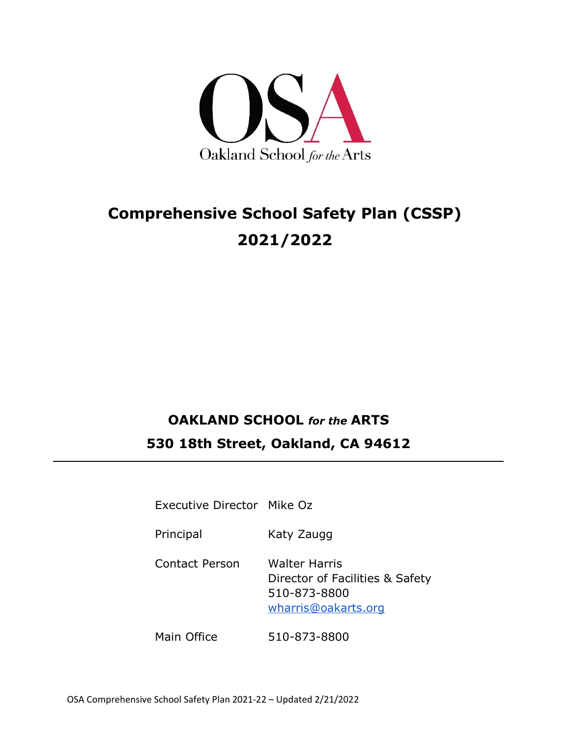OSA

Oakland School *for the* Arts

# Comprehensive School Safety Plan (CSSP) 2021/2022

## OAKLAND SCHOOL *for the* ARTS

## 530 18th Street, Oakland, CA 94612

---

| | |
|---|---|
| Executive Director | Mike Oz |
| Principal | Katy Zaugg |
| Contact Person | Walter Harris<br>Director of Facilities & Safety<br>510-873-8800<br>wharris@oakarts.org |
| Main Office | 510-873-8800 |

OSA Comprehensive School Safety Plan 2021-22 – Updated 2/21/2022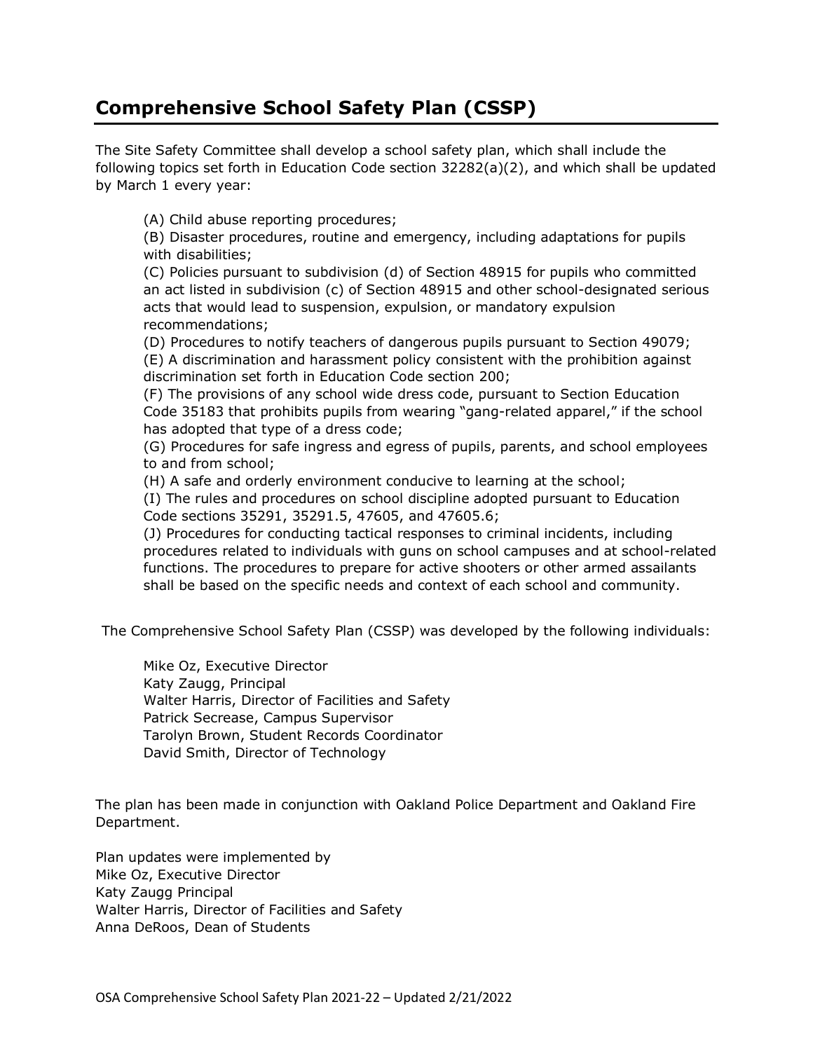# Comprehensive School Safety Plan (CSSP)

The Site Safety Committee shall develop a school safety plan, which shall include the following topics set forth in Education Code section 32282(a)(2), and which shall be updated by March 1 every year:

(A) Child abuse reporting procedures;
(B) Disaster procedures, routine and emergency, including adaptations for pupils with disabilities;
(C) Policies pursuant to subdivision (d) of Section 48915 for pupils who committed an act listed in subdivision (c) of Section 48915 and other school-designated serious acts that would lead to suspension, expulsion, or mandatory expulsion recommendations;
(D) Procedures to notify teachers of dangerous pupils pursuant to Section 49079;
(E) A discrimination and harassment policy consistent with the prohibition against discrimination set forth in Education Code section 200;
(F) The provisions of any school wide dress code, pursuant to Section Education Code 35183 that prohibits pupils from wearing "gang-related apparel," if the school has adopted that type of a dress code;
(G) Procedures for safe ingress and egress of pupils, parents, and school employees to and from school;
(H) A safe and orderly environment conducive to learning at the school;
(I) The rules and procedures on school discipline adopted pursuant to Education Code sections 35291, 35291.5, 47605, and 47605.6;
(J) Procedures for conducting tactical responses to criminal incidents, including procedures related to individuals with guns on school campuses and at school-related functions. The procedures to prepare for active shooters or other armed assailants shall be based on the specific needs and context of each school and community.

The Comprehensive School Safety Plan (CSSP) was developed by the following individuals:

Mike Oz, Executive Director
Katy Zaugg, Principal
Walter Harris, Director of Facilities and Safety
Patrick Secrease, Campus Supervisor
Tarolyn Brown, Student Records Coordinator
David Smith, Director of Technology

The plan has been made in conjunction with Oakland Police Department and Oakland Fire Department.

Plan updates were implemented by
Mike Oz, Executive Director
Katy Zaugg Principal
Walter Harris, Director of Facilities and Safety
Anna DeRoos, Dean of Students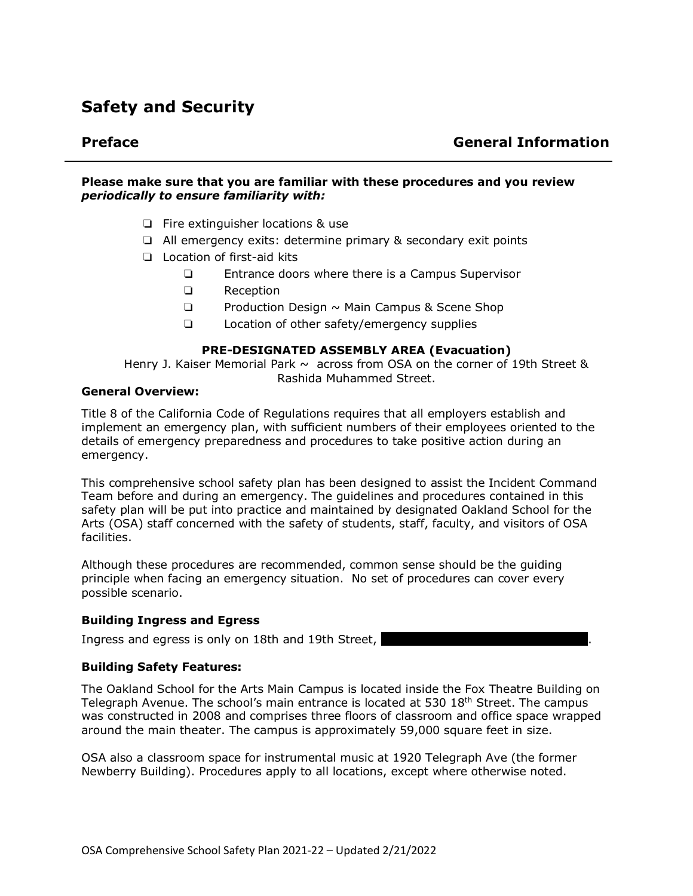# Safety and Security

## Preface

## General Information

**Please make sure that you are familiar with these procedures and you review *periodically to ensure familiarity with:***

- ❑ Fire extinguisher locations & use
- ❑ All emergency exits: determine primary & secondary exit points
- ❑ Location of first-aid kits
    - ❑ Entrance doors where there is a Campus Supervisor
    - ❑ Reception
    - ❑ Production Design ~ Main Campus & Scene Shop
    - ❑ Location of other safety/emergency supplies

**PRE-DESIGNATED ASSEMBLY AREA (Evacuation)**

Henry J. Kaiser Memorial Park ~ across from OSA on the corner of 19th Street & Rashida Muhammed Street.

**General Overview:**

Title 8 of the California Code of Regulations requires that all employers establish and implement an emergency plan, with sufficient numbers of their employees oriented to the details of emergency preparedness and procedures to take positive action during an emergency.

This comprehensive school safety plan has been designed to assist the Incident Command Team before and during an emergency. The guidelines and procedures contained in this safety plan will be put into practice and maintained by designated Oakland School for the Arts (OSA) staff concerned with the safety of students, staff, faculty, and visitors of OSA facilities.

Although these procedures are recommended, common sense should be the guiding principle when facing an emergency situation. No set of procedures can cover every possible scenario.

**Building Ingress and Egress**

Ingress and egress is only on 18th and 19th Street, [REDACTED].

**Building Safety Features:**

The Oakland School for the Arts Main Campus is located inside the Fox Theatre Building on Telegraph Avenue. The school's main entrance is located at 530 18th Street. The campus was constructed in 2008 and comprises three floors of classroom and office space wrapped around the main theater. The campus is approximately 59,000 square feet in size.

OSA also a classroom space for instrumental music at 1920 Telegraph Ave (the former Newberry Building). Procedures apply to all locations, except where otherwise noted.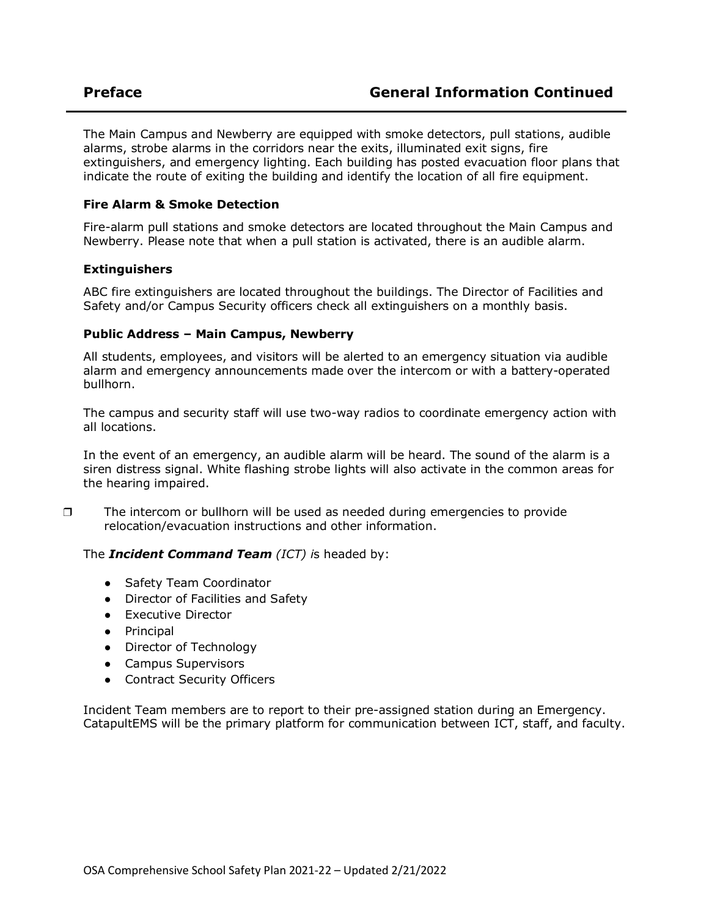## Preface

## General Information Continued

The Main Campus and Newberry are equipped with smoke detectors, pull stations, audible alarms, strobe alarms in the corridors near the exits, illuminated exit signs, fire extinguishers, and emergency lighting. Each building has posted evacuation floor plans that indicate the route of exiting the building and identify the location of all fire equipment.

### Fire Alarm & Smoke Detection

Fire-alarm pull stations and smoke detectors are located throughout the Main Campus and Newberry. Please note that when a pull station is activated, there is an audible alarm.

### Extinguishers

ABC fire extinguishers are located throughout the buildings. The Director of Facilities and Safety and/or Campus Security officers check all extinguishers on a monthly basis.

### Public Address – Main Campus, Newberry

All students, employees, and visitors will be alerted to an emergency situation via audible alarm and emergency announcements made over the intercom or with a battery-operated bullhorn.

The campus and security staff will use two-way radios to coordinate emergency action with all locations.

In the event of an emergency, an audible alarm will be heard. The sound of the alarm is a siren distress signal. White flashing strobe lights will also activate in the common areas for the hearing impaired.

- [ ] The intercom or bullhorn will be used as needed during emergencies to provide relocation/evacuation instructions and other information.

The ***Incident Command Team*** *(ICT) is* headed by:

- Safety Team Coordinator
- Director of Facilities and Safety
- Executive Director
- Principal
- Director of Technology
- Campus Supervisors
- Contract Security Officers

Incident Team members are to report to their pre-assigned station during an Emergency. CatapultEMS will be the primary platform for communication between ICT, staff, and faculty.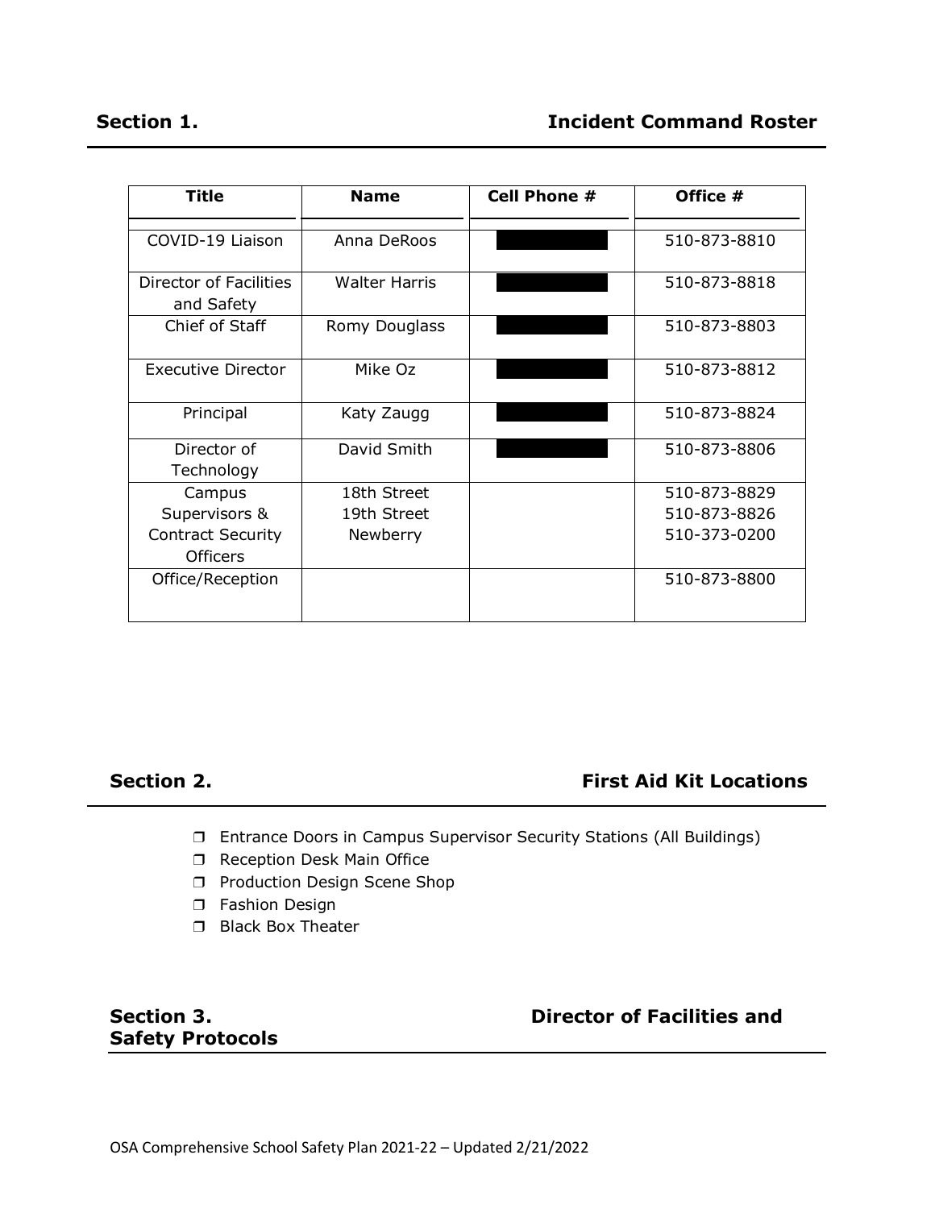## Section 1. Incident Command Roster

| Title | Name | Cell Phone # | Office # |
|---|---|---|---|
| COVID-19 Liaison | Anna DeRoos | | 510-873-8810 |
| Director of Facilities and Safety | Walter Harris | | 510-873-8818 |
| Chief of Staff | Romy Douglass | | 510-873-8803 |
| Executive Director | Mike Oz | | 510-873-8812 |
| Principal | Katy Zaugg | | 510-873-8824 |
| Director of Technology | David Smith | | 510-873-8806 |
| Campus Supervisors & Contract Security Officers | 18th Street<br>19th Street<br>Newberry | | 510-873-8829<br>510-873-8826<br>510-373-0200 |
| Office/Reception | | | 510-873-8800 |

## Section 2. First Aid Kit Locations

- ❒ Entrance Doors in Campus Supervisor Security Stations (All Buildings)
- ❒ Reception Desk Main Office
- ❒ Production Design Scene Shop
- ❒ Fashion Design
- ❒ Black Box Theater

## Section 3. Director of Facilities and Safety Protocols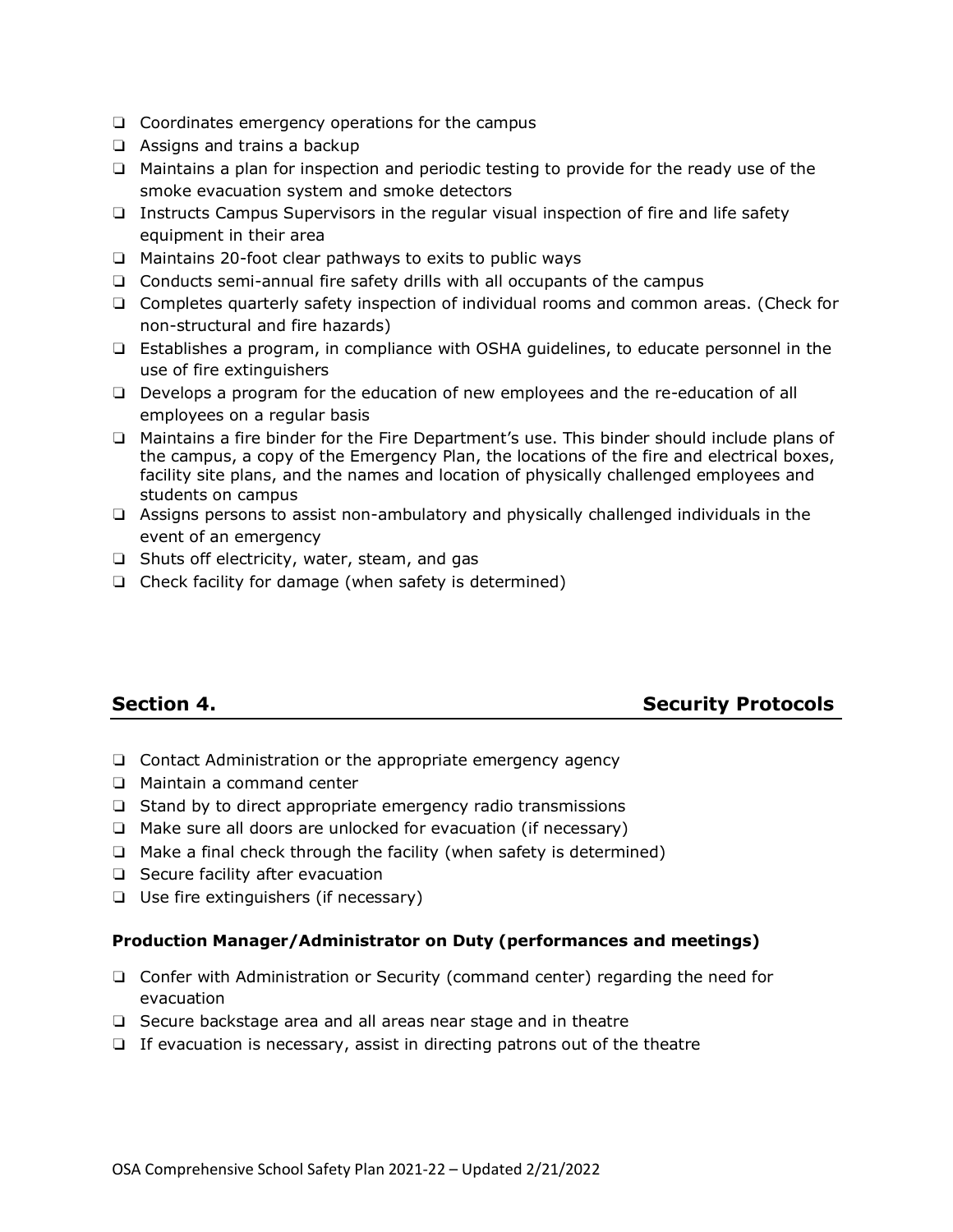- ❑ Coordinates emergency operations for the campus
- ❑ Assigns and trains a backup
- ❑ Maintains a plan for inspection and periodic testing to provide for the ready use of the smoke evacuation system and smoke detectors
- ❑ Instructs Campus Supervisors in the regular visual inspection of fire and life safety equipment in their area
- ❑ Maintains 20-foot clear pathways to exits to public ways
- ❑ Conducts semi-annual fire safety drills with all occupants of the campus
- ❑ Completes quarterly safety inspection of individual rooms and common areas. (Check for non-structural and fire hazards)
- ❑ Establishes a program, in compliance with OSHA guidelines, to educate personnel in the use of fire extinguishers
- ❑ Develops a program for the education of new employees and the re-education of all employees on a regular basis
- ❑ Maintains a fire binder for the Fire Department's use. This binder should include plans of the campus, a copy of the Emergency Plan, the locations of the fire and electrical boxes, facility site plans, and the names and location of physically challenged employees and students on campus
- ❑ Assigns persons to assist non-ambulatory and physically challenged individuals in the event of an emergency
- ❑ Shuts off electricity, water, steam, and gas
- ❑ Check facility for damage (when safety is determined)

## Section 4. Security Protocols

- ❑ Contact Administration or the appropriate emergency agency
- ❑ Maintain a command center
- ❑ Stand by to direct appropriate emergency radio transmissions
- ❑ Make sure all doors are unlocked for evacuation (if necessary)
- ❑ Make a final check through the facility (when safety is determined)
- ❑ Secure facility after evacuation
- ❑ Use fire extinguishers (if necessary)

**Production Manager/Administrator on Duty (performances and meetings)**

- ❑ Confer with Administration or Security (command center) regarding the need for evacuation
- ❑ Secure backstage area and all areas near stage and in theatre
- ❑ If evacuation is necessary, assist in directing patrons out of the theatre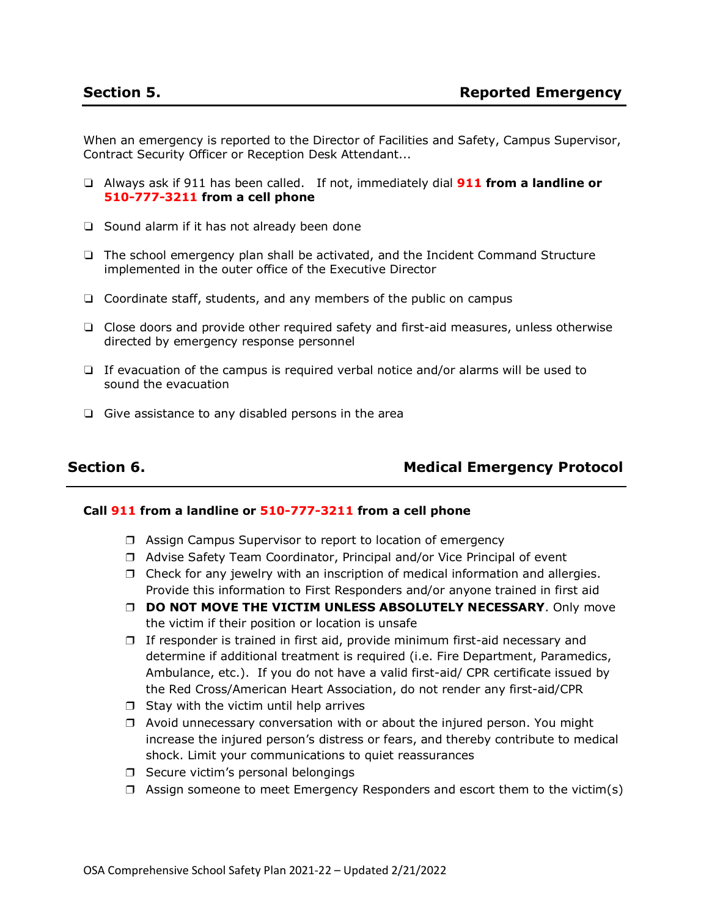## Section 5. Reported Emergency

When an emergency is reported to the Director of Facilities and Safety, Campus Supervisor, Contract Security Officer or Reception Desk Attendant...

- ❑ Always ask if 911 has been called. If not, immediately dial **911 from a landline or 510-777-3211 from a cell phone**
- ❑ Sound alarm if it has not already been done
- ❑ The school emergency plan shall be activated, and the Incident Command Structure implemented in the outer office of the Executive Director
- ❑ Coordinate staff, students, and any members of the public on campus
- ❑ Close doors and provide other required safety and first-aid measures, unless otherwise directed by emergency response personnel
- ❑ If evacuation of the campus is required verbal notice and/or alarms will be used to sound the evacuation
- ❑ Give assistance to any disabled persons in the area

## Section 6. Medical Emergency Protocol

**Call 911 from a landline or 510-777-3211 from a cell phone**

- ❒ Assign Campus Supervisor to report to location of emergency
- ❒ Advise Safety Team Coordinator, Principal and/or Vice Principal of event
- ❒ Check for any jewelry with an inscription of medical information and allergies. Provide this information to First Responders and/or anyone trained in first aid
- ❒ **DO NOT MOVE THE VICTIM UNLESS ABSOLUTELY NECESSARY**. Only move the victim if their position or location is unsafe
- ❒ If responder is trained in first aid, provide minimum first-aid necessary and determine if additional treatment is required (i.e. Fire Department, Paramedics, Ambulance, etc.). If you do not have a valid first-aid/ CPR certificate issued by the Red Cross/American Heart Association, do not render any first-aid/CPR
- ❒ Stay with the victim until help arrives
- ❒ Avoid unnecessary conversation with or about the injured person. You might increase the injured person's distress or fears, and thereby contribute to medical shock. Limit your communications to quiet reassurances
- ❒ Secure victim's personal belongings
- ❒ Assign someone to meet Emergency Responders and escort them to the victim(s)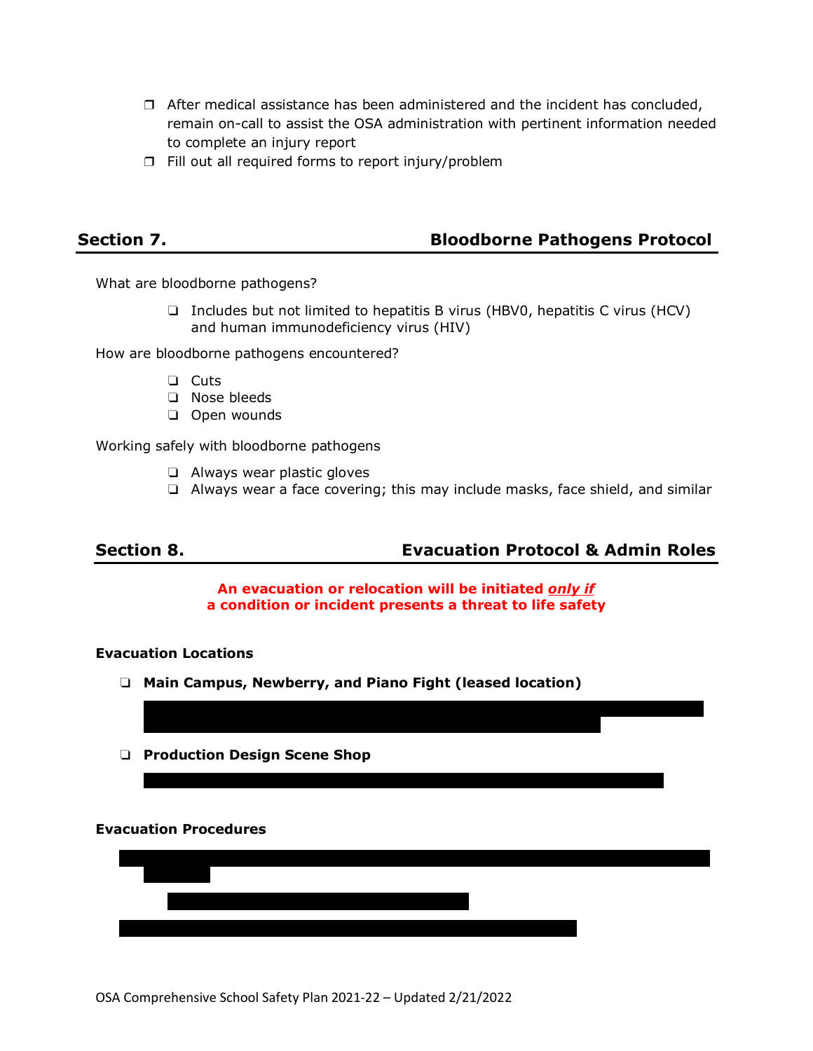- ❒ After medical assistance has been administered and the incident has concluded, remain on-call to assist the OSA administration with pertinent information needed to complete an injury report
- ❒ Fill out all required forms to report injury/problem

## Section 7. Bloodborne Pathogens Protocol

What are bloodborne pathogens?

- ❑ Includes but not limited to hepatitis B virus (HBV0, hepatitis C virus (HCV) and human immunodeficiency virus (HIV)

How are bloodborne pathogens encountered?

- ❑ Cuts
- ❑ Nose bleeds
- ❑ Open wounds

Working safely with bloodborne pathogens

- ❑ Always wear plastic gloves
- ❑ Always wear a face covering; this may include masks, face shield, and similar

## Section 8. Evacuation Protocol & Admin Roles

**An evacuation or relocation will be initiated *only if* a condition or incident presents a threat to life safety**

**Evacuation Locations**

- ❑ **Main Campus, Newberry, and Piano Fight (leased location)**
- ❑ **Production Design Scene Shop**

**Evacuation Procedures**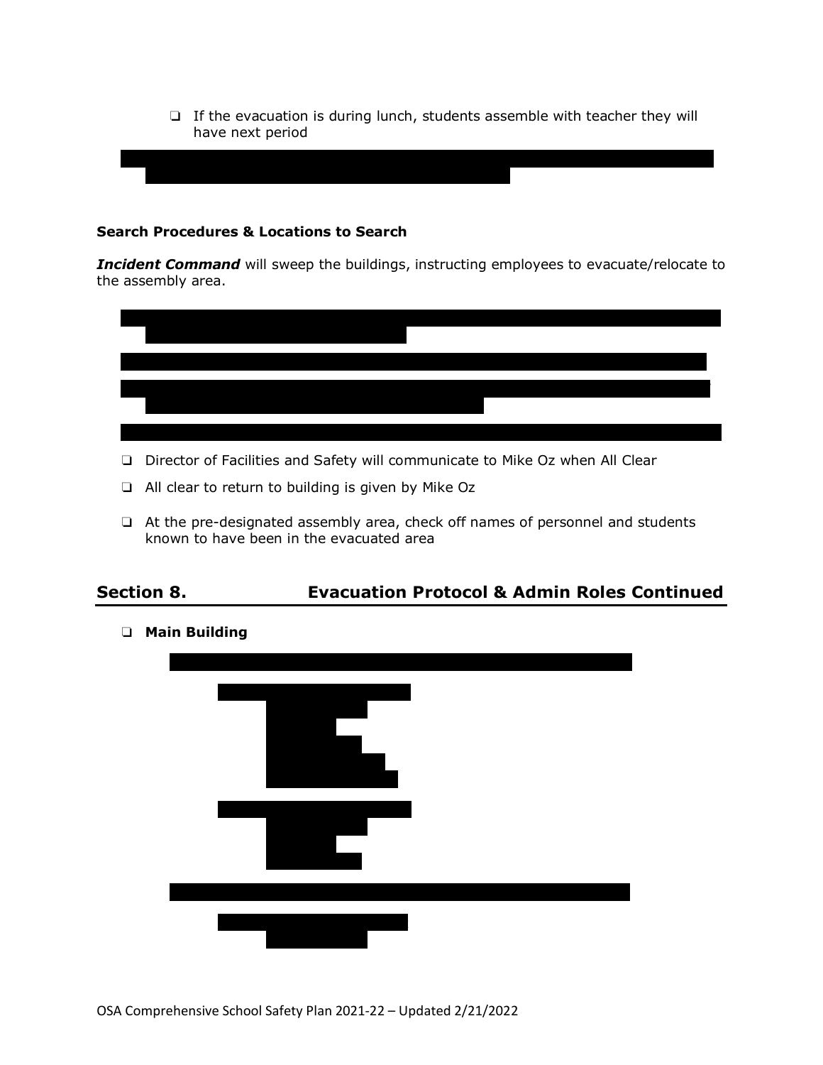- ❑ If the evacuation is during lunch, students assemble with teacher they will have next period

### Search Procedures & Locations to Search

***Incident Command*** will sweep the buildings, instructing employees to evacuate/relocate to the assembly area.

- ❑ Director of Facilities and Safety will communicate to Mike Oz when All Clear
- ❑ All clear to return to building is given by Mike Oz
- ❑ At the pre-designated assembly area, check off names of personnel and students known to have been in the evacuated area

## Section 8. Evacuation Protocol & Admin Roles Continued

- ❑ **Main Building**

OSA Comprehensive School Safety Plan 2021-22 – Updated 2/21/2022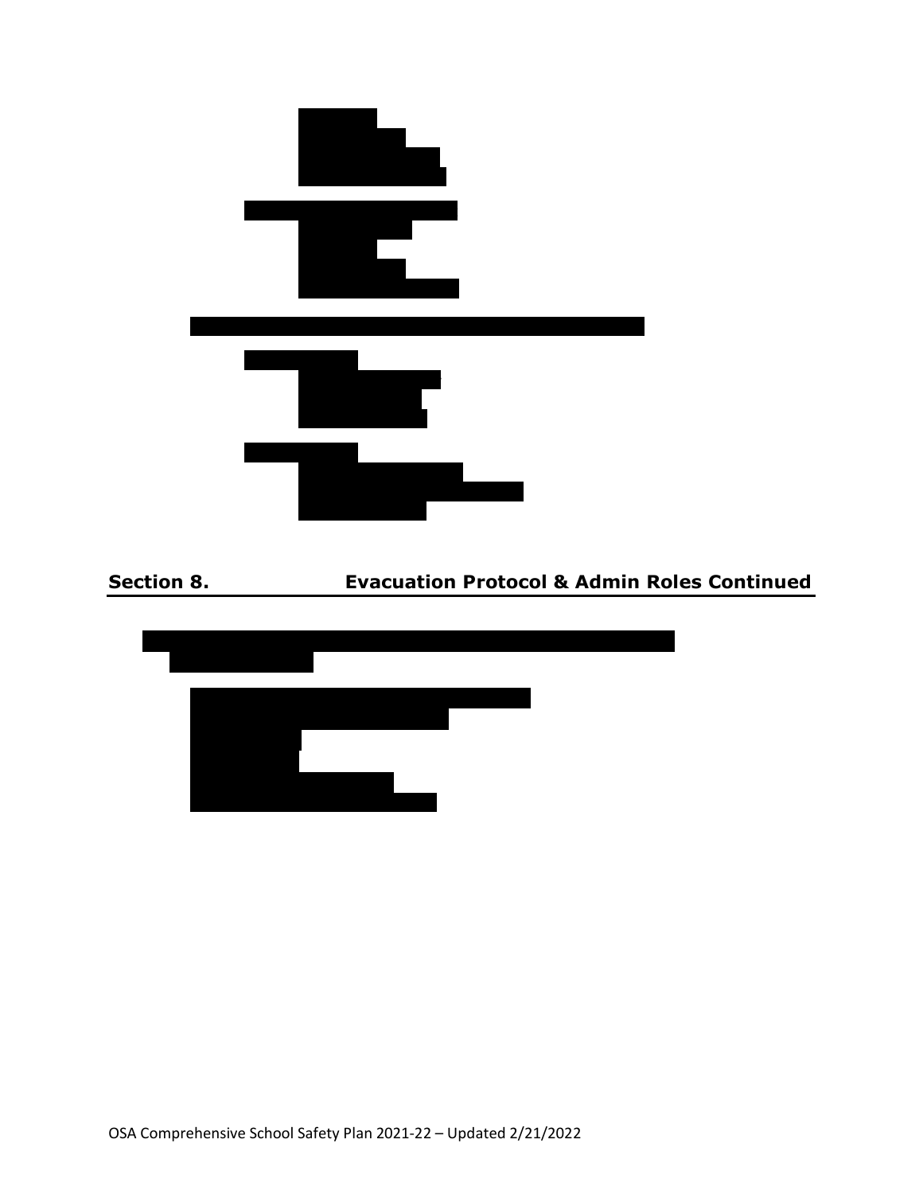## Section 8. Evacuation Protocol & Admin Roles Continued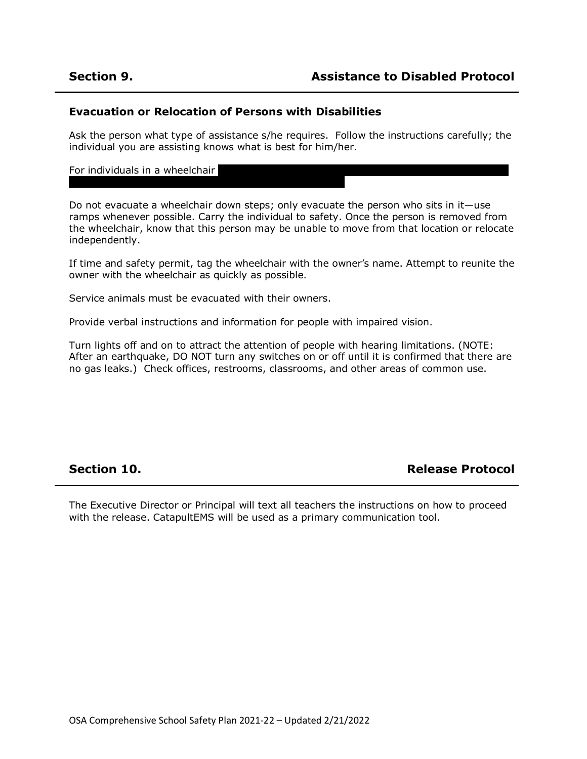## Section 9. Assistance to Disabled Protocol

### Evacuation or Relocation of Persons with Disabilities

Ask the person what type of assistance s/he requires. Follow the instructions carefully; the individual you are assisting knows what is best for him/her.

For individuals in a wheelchair

Do not evacuate a wheelchair down steps; only evacuate the person who sits in it—use ramps whenever possible. Carry the individual to safety. Once the person is removed from the wheelchair, know that this person may be unable to move from that location or relocate independently.

If time and safety permit, tag the wheelchair with the owner's name. Attempt to reunite the owner with the wheelchair as quickly as possible.

Service animals must be evacuated with their owners.

Provide verbal instructions and information for people with impaired vision.

Turn lights off and on to attract the attention of people with hearing limitations. (NOTE: After an earthquake, DO NOT turn any switches on or off until it is confirmed that there are no gas leaks.) Check offices, restrooms, classrooms, and other areas of common use.

## Section 10. Release Protocol

The Executive Director or Principal will text all teachers the instructions on how to proceed with the release. CatapultEMS will be used as a primary communication tool.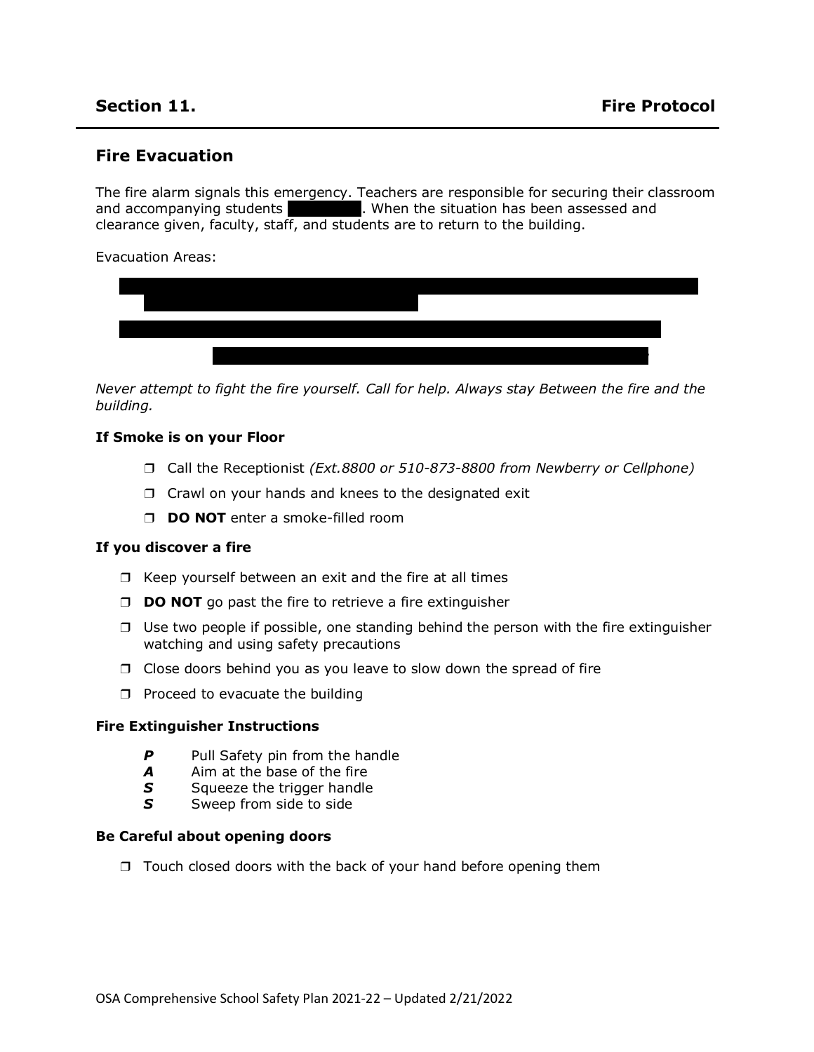## Section 11. Fire Protocol

### Fire Evacuation

The fire alarm signals this emergency. Teachers are responsible for securing their classroom and accompanying students [REDACTED]. When the situation has been assessed and clearance given, faculty, staff, and students are to return to the building.

Evacuation Areas:

[REDACTED]

*Never attempt to fight the fire yourself. Call for help. Always stay Between the fire and the building.*

**If Smoke is on your Floor**

- ❒ Call the Receptionist *(Ext.8800 or 510-873-8800 from Newberry or Cellphone)*
- ❒ Crawl on your hands and knees to the designated exit
- ❒ **DO NOT** enter a smoke-filled room

**If you discover a fire**

- ❒ Keep yourself between an exit and the fire at all times
- ❒ **DO NOT** go past the fire to retrieve a fire extinguisher
- ❒ Use two people if possible, one standing behind the person with the fire extinguisher watching and using safety precautions
- ❒ Close doors behind you as you leave to slow down the spread of fire
- ❒ Proceed to evacuate the building

**Fire Extinguisher Instructions**

***P*** Pull Safety pin from the handle
***A*** Aim at the base of the fire
***S*** Squeeze the trigger handle
***S*** Sweep from side to side

**Be Careful about opening doors**

- ❒ Touch closed doors with the back of your hand before opening them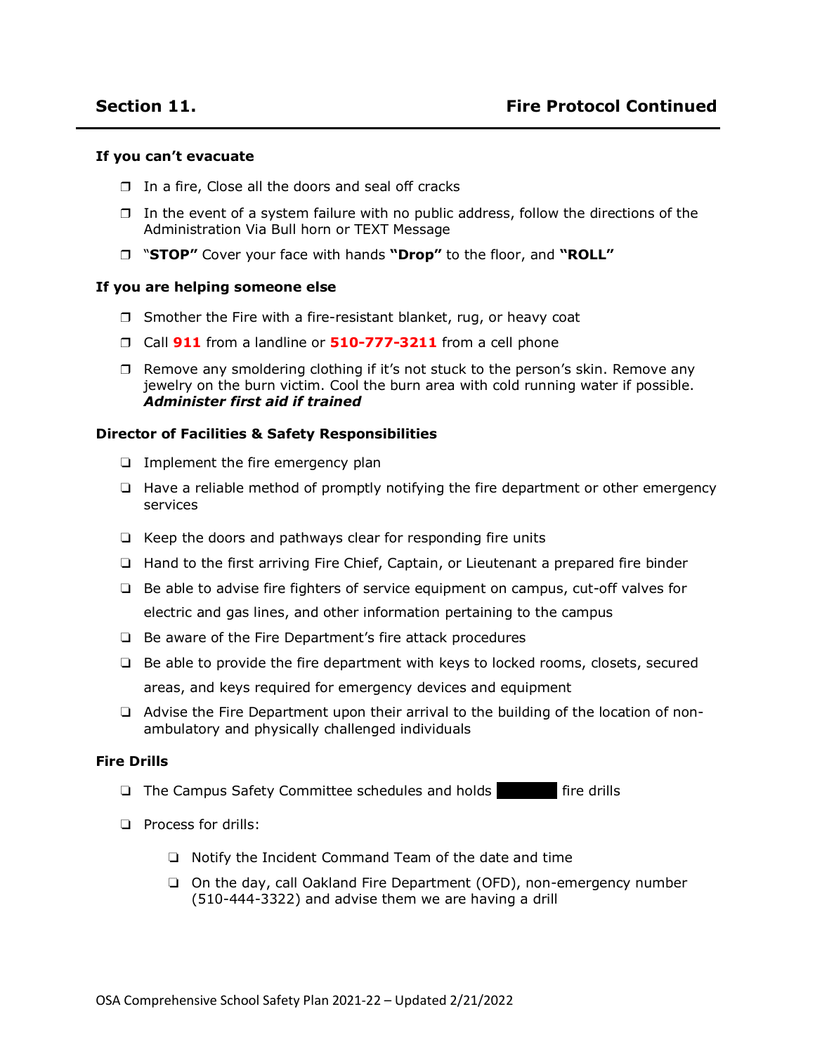## Section 11. Fire Protocol Continued

**If you can't evacuate**

- In a fire, Close all the doors and seal off cracks
- In the event of a system failure with no public address, follow the directions of the Administration Via Bull horn or TEXT Message
- "**STOP"** Cover your face with hands **"Drop"** to the floor, and **"ROLL"**

**If you are helping someone else**

- Smother the Fire with a fire-resistant blanket, rug, or heavy coat
- Call **911** from a landline or **510-777-3211** from a cell phone
- Remove any smoldering clothing if it's not stuck to the person's skin. Remove any jewelry on the burn victim. Cool the burn area with cold running water if possible. ***Administer first aid if trained***

**Director of Facilities & Safety Responsibilities**

- Implement the fire emergency plan
- Have a reliable method of promptly notifying the fire department or other emergency services
- Keep the doors and pathways clear for responding fire units
- Hand to the first arriving Fire Chief, Captain, or Lieutenant a prepared fire binder
- Be able to advise fire fighters of service equipment on campus, cut-off valves for electric and gas lines, and other information pertaining to the campus
- Be aware of the Fire Department's fire attack procedures
- Be able to provide the fire department with keys to locked rooms, closets, secured areas, and keys required for emergency devices and equipment
- Advise the Fire Department upon their arrival to the building of the location of non-ambulatory and physically challenged individuals

**Fire Drills**

- The Campus Safety Committee schedules and holds [REDACTED] fire drills
- Process for drills:
  - Notify the Incident Command Team of the date and time
  - On the day, call Oakland Fire Department (OFD), non-emergency number (510-444-3322) and advise them we are having a drill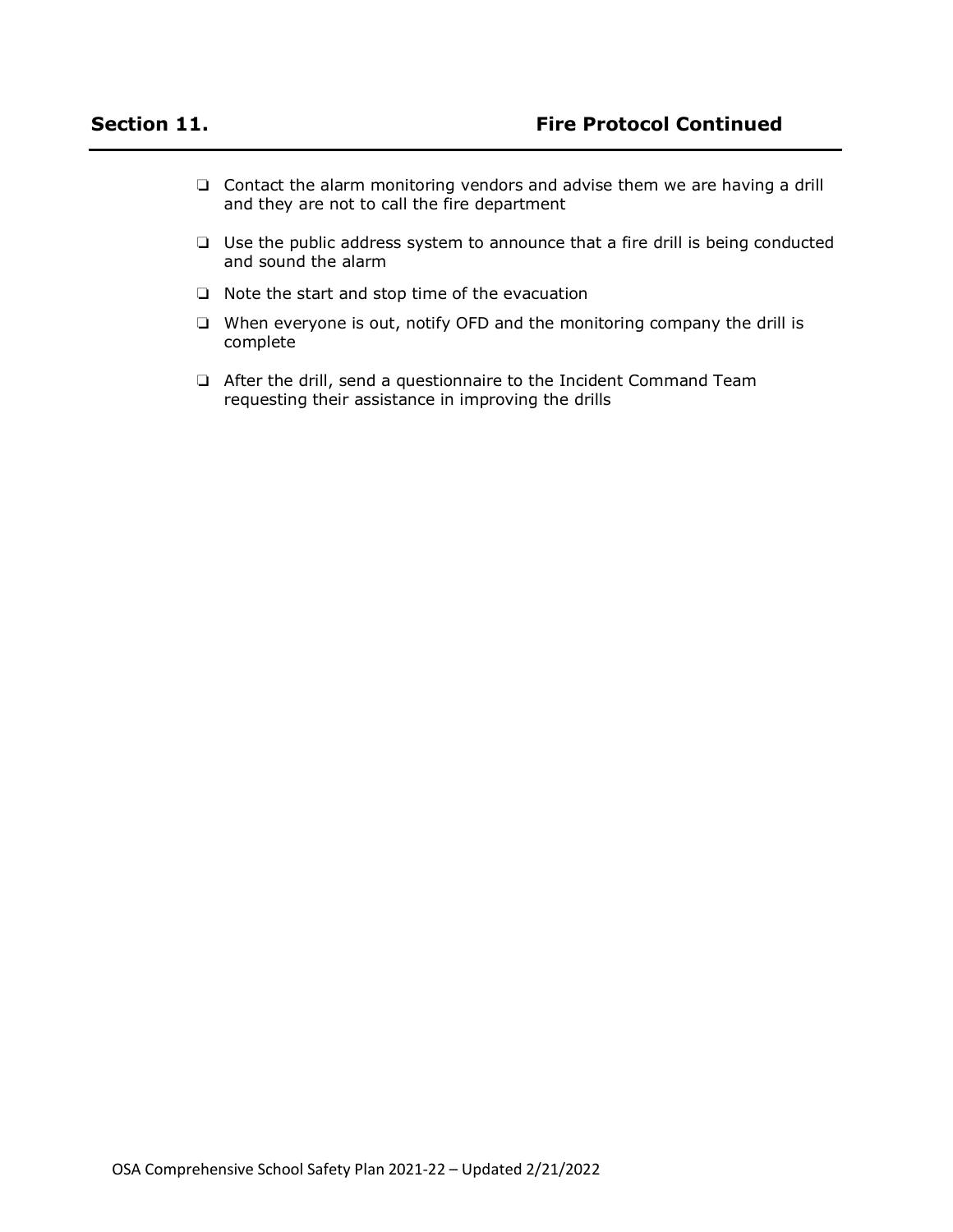## Section 11. Fire Protocol Continued

- ❑ Contact the alarm monitoring vendors and advise them we are having a drill and they are not to call the fire department
- ❑ Use the public address system to announce that a fire drill is being conducted and sound the alarm
- ❑ Note the start and stop time of the evacuation
- ❑ When everyone is out, notify OFD and the monitoring company the drill is complete
- ❑ After the drill, send a questionnaire to the Incident Command Team requesting their assistance in improving the drills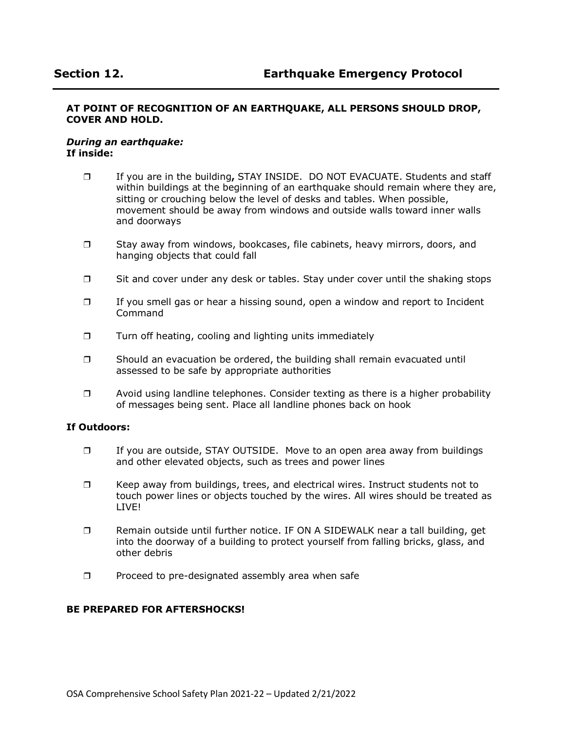## Section 12. Earthquake Emergency Protocol

**AT POINT OF RECOGNITION OF AN EARTHQUAKE, ALL PERSONS SHOULD DROP, COVER AND HOLD.**

***During an earthquake:***
**If inside:**

- ❒ If you are in the building**,** STAY INSIDE. DO NOT EVACUATE. Students and staff within buildings at the beginning of an earthquake should remain where they are, sitting or crouching below the level of desks and tables. When possible, movement should be away from windows and outside walls toward inner walls and doorways
- ❒ Stay away from windows, bookcases, file cabinets, heavy mirrors, doors, and hanging objects that could fall
- ❒ Sit and cover under any desk or tables. Stay under cover until the shaking stops
- ❒ If you smell gas or hear a hissing sound, open a window and report to Incident Command
- ❒ Turn off heating, cooling and lighting units immediately
- ❒ Should an evacuation be ordered, the building shall remain evacuated until assessed to be safe by appropriate authorities
- ❒ Avoid using landline telephones. Consider texting as there is a higher probability of messages being sent. Place all landline phones back on hook

**If Outdoors:**

- ❒ If you are outside, STAY OUTSIDE. Move to an open area away from buildings and other elevated objects, such as trees and power lines
- ❒ Keep away from buildings, trees, and electrical wires. Instruct students not to touch power lines or objects touched by the wires. All wires should be treated as LIVE!
- ❒ Remain outside until further notice. IF ON A SIDEWALK near a tall building, get into the doorway of a building to protect yourself from falling bricks, glass, and other debris
- ❒ Proceed to pre-designated assembly area when safe

**BE PREPARED FOR AFTERSHOCKS!**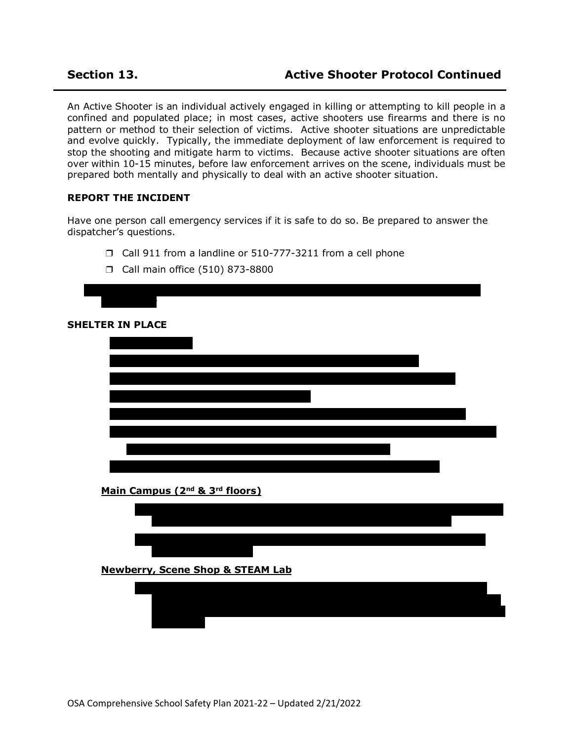## Section 13. Active Shooter Protocol Continued

An Active Shooter is an individual actively engaged in killing or attempting to kill people in a confined and populated place; in most cases, active shooters use firearms and there is no pattern or method to their selection of victims. Active shooter situations are unpredictable and evolve quickly. Typically, the immediate deployment of law enforcement is required to stop the shooting and mitigate harm to victims. Because active shooter situations are often over within 10-15 minutes, before law enforcement arrives on the scene, individuals must be prepared both mentally and physically to deal with an active shooter situation.

**REPORT THE INCIDENT**

Have one person call emergency services if it is safe to do so. Be prepared to answer the dispatcher's questions.

- ❒ Call 911 from a landline or 510-777-3211 from a cell phone
- ❒ Call main office (510) 873-8800

**SHELTER IN PLACE**

**Main Campus (2nd & 3rd floors)**

**Newberry, Scene Shop & STEAM Lab**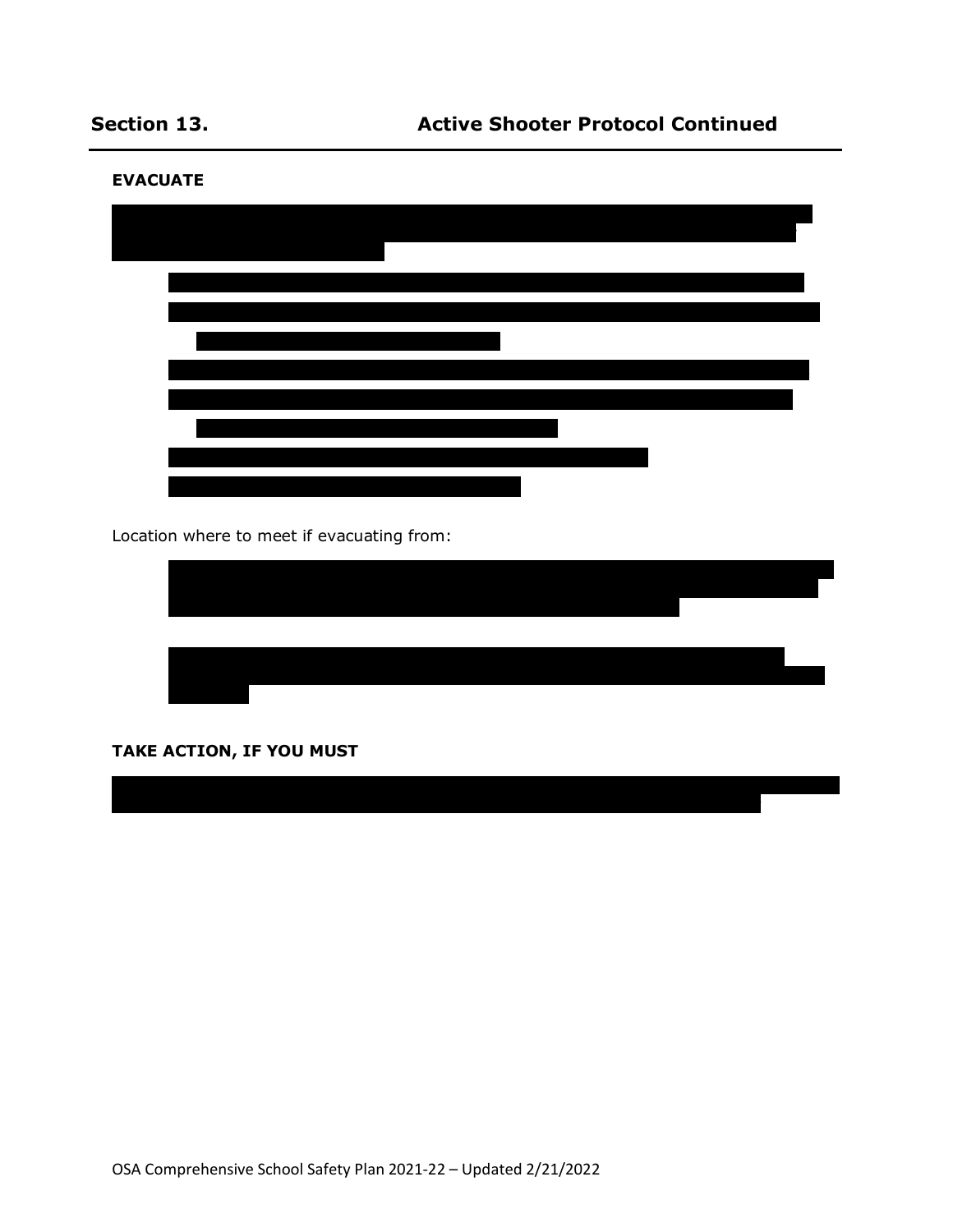## Section 13. Active Shooter Protocol Continued

**EVACUATE**

Location where to meet if evacuating from:

**TAKE ACTION, IF YOU MUST**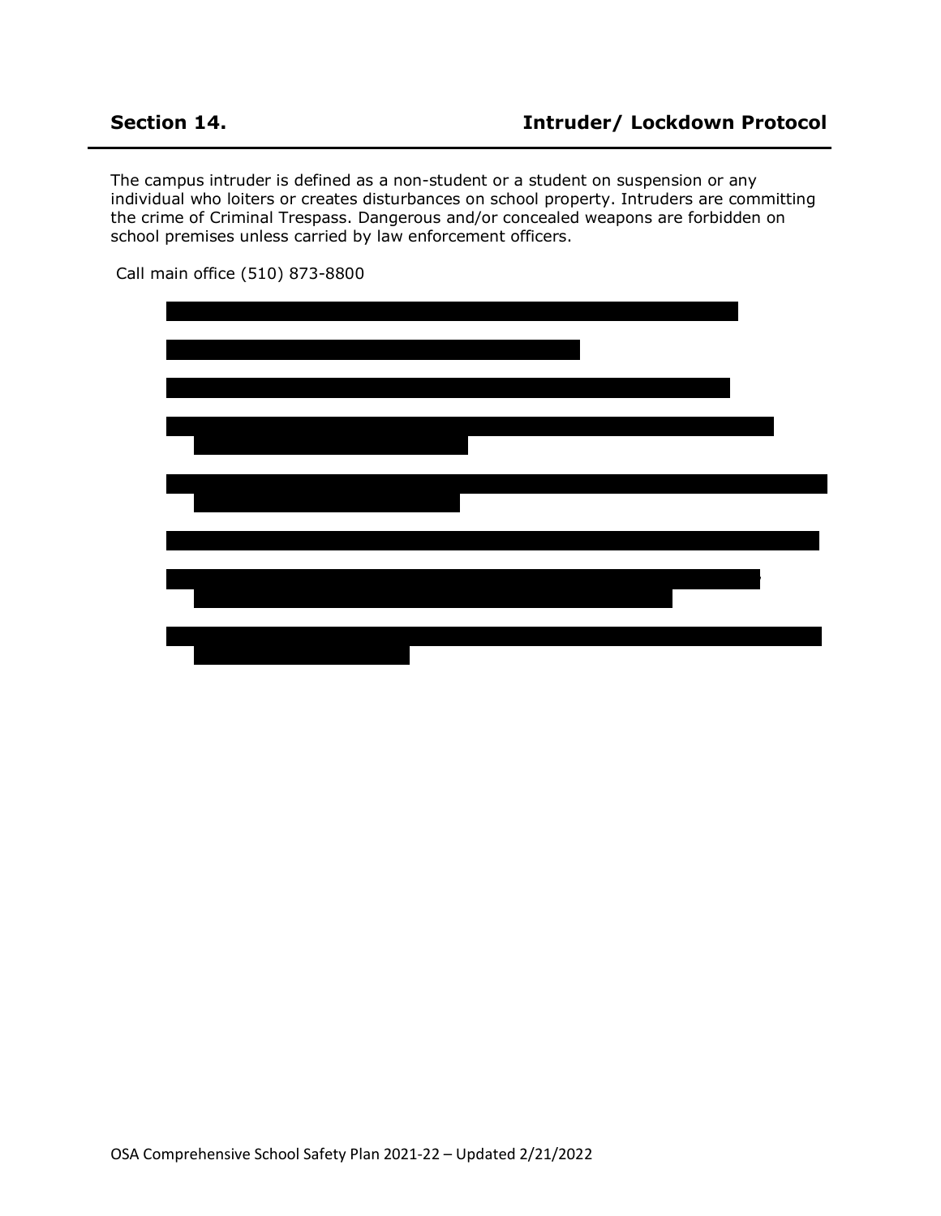## Section 14. Intruder/ Lockdown Protocol

The campus intruder is defined as a non-student or a student on suspension or any individual who loiters or creates disturbances on school property. Intruders are committing the crime of Criminal Trespass. Dangerous and/or concealed weapons are forbidden on school premises unless carried by law enforcement officers.

Call main office (510) 873-8800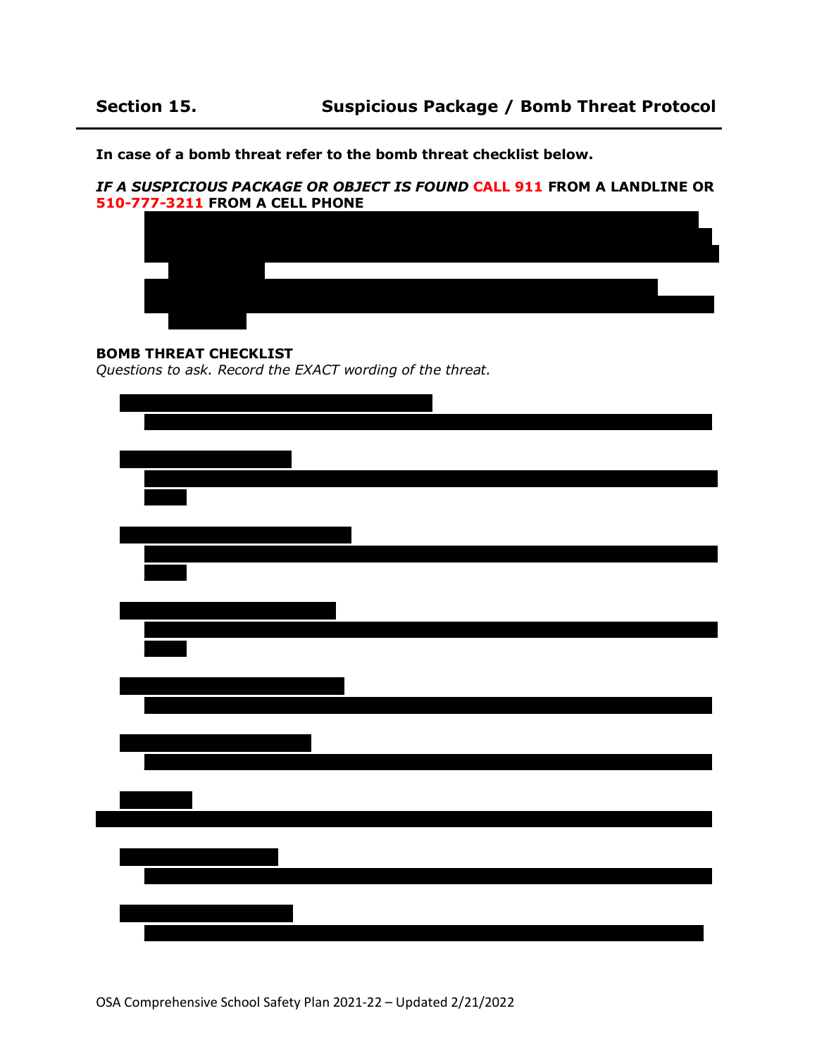## Section 15. Suspicious Package / Bomb Threat Protocol

**In case of a bomb threat refer to the bomb threat checklist below.**

***IF A SUSPICIOUS PACKAGE OR OBJECT IS FOUND* CALL 911 FROM A LANDLINE OR 510-777-3211 FROM A CELL PHONE**

**BOMB THREAT CHECKLIST**

*Questions to ask. Record the EXACT wording of the threat.*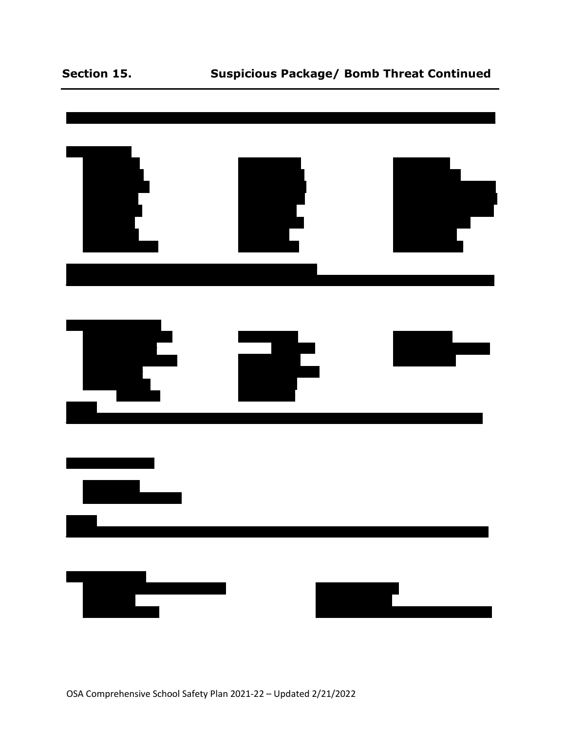## Section 15. Suspicious Package/ Bomb Threat Continued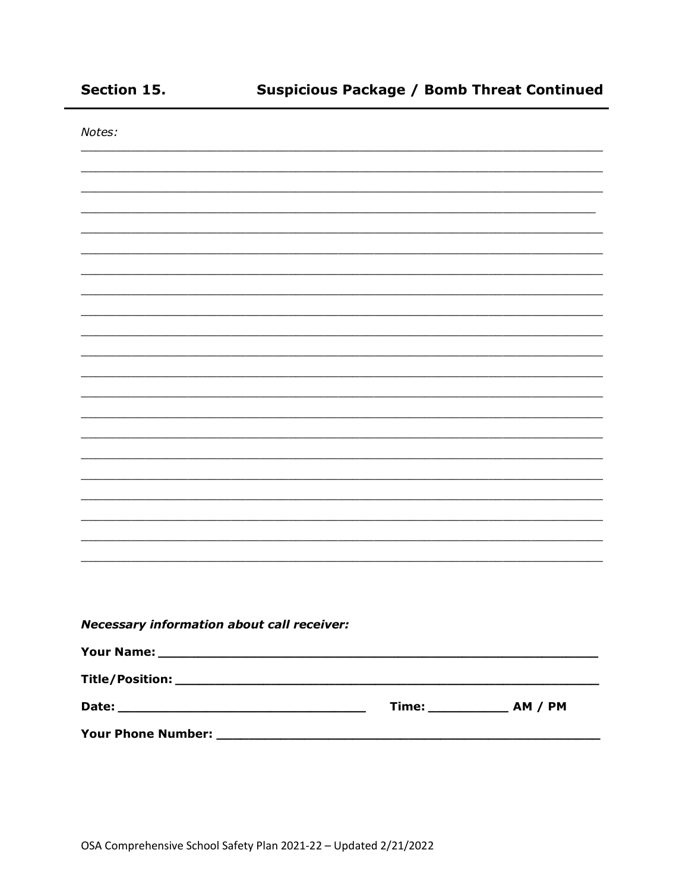## Section 15. Suspicious Package / Bomb Threat Continued

*Notes:*

_______________________________________________________________________________

_______________________________________________________________________________

_______________________________________________________________________________

_______________________________________________________________________________

_______________________________________________________________________________

_______________________________________________________________________________

_______________________________________________________________________________

_______________________________________________________________________________

_______________________________________________________________________________

_______________________________________________________________________________

_______________________________________________________________________________

_______________________________________________________________________________

_______________________________________________________________________________

_______________________________________________________________________________

_______________________________________________________________________________

_______________________________________________________________________________

_______________________________________________________________________________

_______________________________________________________________________________

_______________________________________________________________________________

_______________________________________________________________________________

_______________________________________________________________________________

***Necessary information about call receiver:***

**Your Name:** _______________________________________________________

**Title/Position:** ____________________________________________________

**Date:** ______________________________ **Time:** __________ **AM / PM**

**Your Phone Number:** ________________________________________________

OSA Comprehensive School Safety Plan 2021-22 – Updated 2/21/2022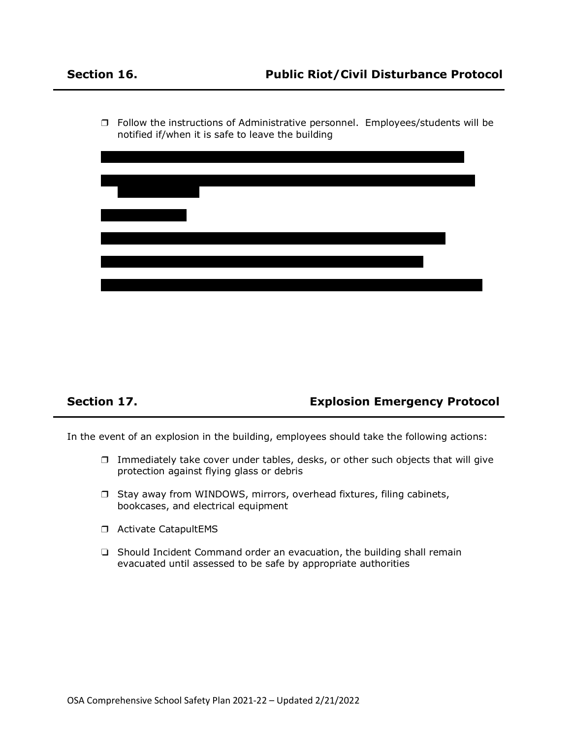## Section 16. Public Riot/Civil Disturbance Protocol

- ❐ Follow the instructions of Administrative personnel. Employees/students will be notified if/when it is safe to leave the building

## Section 17. Explosion Emergency Protocol

In the event of an explosion in the building, employees should take the following actions:

- ❐ Immediately take cover under tables, desks, or other such objects that will give protection against flying glass or debris
- ❐ Stay away from WINDOWS, mirrors, overhead fixtures, filing cabinets, bookcases, and electrical equipment
- ❐ Activate CatapultEMS
- ❐ Should Incident Command order an evacuation, the building shall remain evacuated until assessed to be safe by appropriate authorities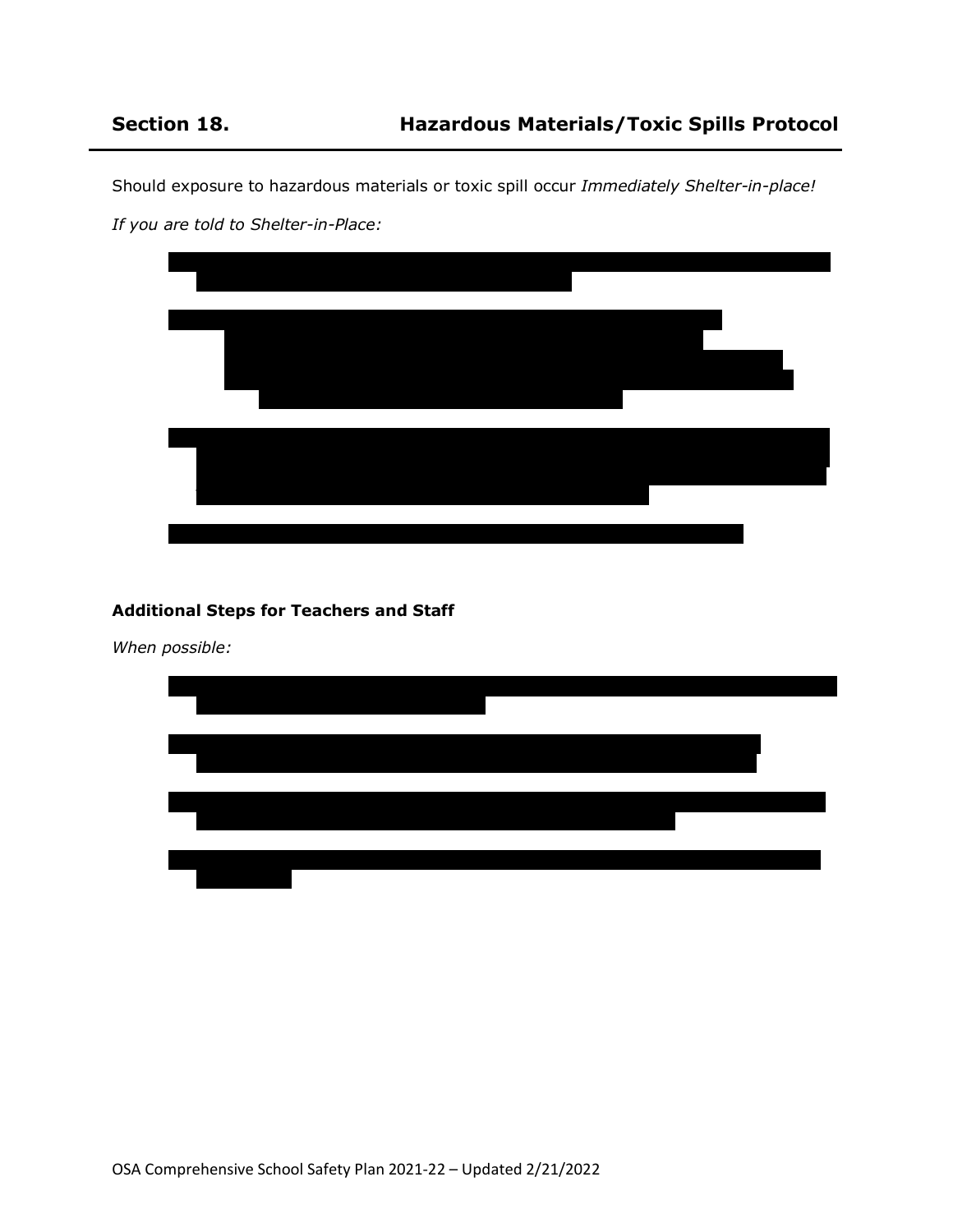## Section 18. Hazardous Materials/Toxic Spills Protocol

Should exposure to hazardous materials or toxic spill occur *Immediately Shelter-in-place!*

*If you are told to Shelter-in-Place:*

### Additional Steps for Teachers and Staff

*When possible:*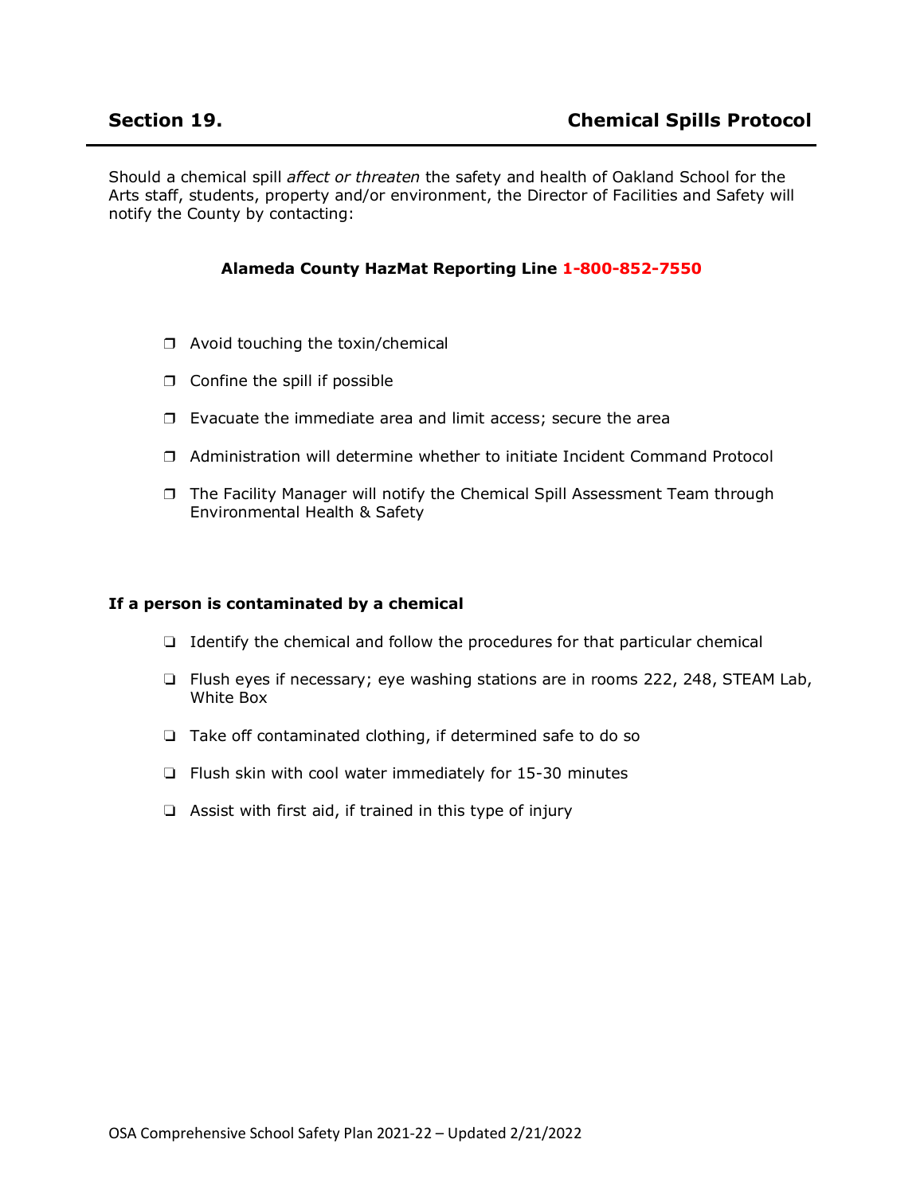## Section 19. Chemical Spills Protocol

Should a chemical spill *affect or threaten* the safety and health of Oakland School for the Arts staff, students, property and/or environment, the Director of Facilities and Safety will notify the County by contacting:

**Alameda County HazMat Reporting Line 1-800-852-7550**

- ❒ Avoid touching the toxin/chemical
- ❒ Confine the spill if possible
- ❒ Evacuate the immediate area and limit access; secure the area
- ❒ Administration will determine whether to initiate Incident Command Protocol
- ❒ The Facility Manager will notify the Chemical Spill Assessment Team through Environmental Health & Safety

**If a person is contaminated by a chemical**

- ❑ Identify the chemical and follow the procedures for that particular chemical
- ❑ Flush eyes if necessary; eye washing stations are in rooms 222, 248, STEAM Lab, White Box
- ❑ Take off contaminated clothing, if determined safe to do so
- ❑ Flush skin with cool water immediately for 15-30 minutes
- ❑ Assist with first aid, if trained in this type of injury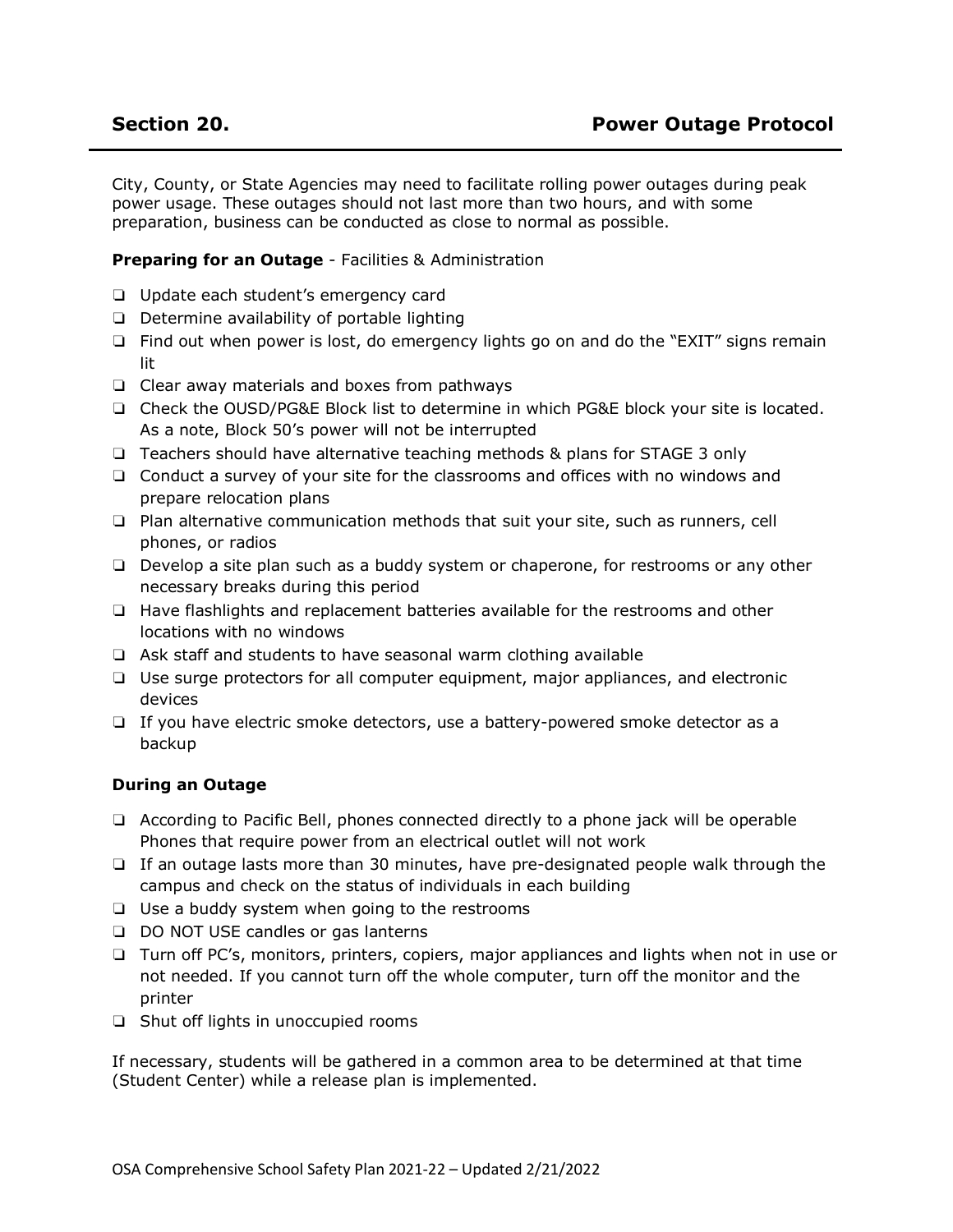## Section 20. Power Outage Protocol

City, County, or State Agencies may need to facilitate rolling power outages during peak power usage. These outages should not last more than two hours, and with some preparation, business can be conducted as close to normal as possible.

**Preparing for an Outage** - Facilities & Administration

- ❑ Update each student's emergency card
- ❑ Determine availability of portable lighting
- ❑ Find out when power is lost, do emergency lights go on and do the "EXIT" signs remain lit
- ❑ Clear away materials and boxes from pathways
- ❑ Check the OUSD/PG&E Block list to determine in which PG&E block your site is located. As a note, Block 50's power will not be interrupted
- ❑ Teachers should have alternative teaching methods & plans for STAGE 3 only
- ❑ Conduct a survey of your site for the classrooms and offices with no windows and prepare relocation plans
- ❑ Plan alternative communication methods that suit your site, such as runners, cell phones, or radios
- ❑ Develop a site plan such as a buddy system or chaperone, for restrooms or any other necessary breaks during this period
- ❑ Have flashlights and replacement batteries available for the restrooms and other locations with no windows
- ❑ Ask staff and students to have seasonal warm clothing available
- ❑ Use surge protectors for all computer equipment, major appliances, and electronic devices
- ❑ If you have electric smoke detectors, use a battery-powered smoke detector as a backup

**During an Outage**

- ❑ According to Pacific Bell, phones connected directly to a phone jack will be operable Phones that require power from an electrical outlet will not work
- ❑ If an outage lasts more than 30 minutes, have pre-designated people walk through the campus and check on the status of individuals in each building
- ❑ Use a buddy system when going to the restrooms
- ❑ DO NOT USE candles or gas lanterns
- ❑ Turn off PC's, monitors, printers, copiers, major appliances and lights when not in use or not needed. If you cannot turn off the whole computer, turn off the monitor and the printer
- ❑ Shut off lights in unoccupied rooms

If necessary, students will be gathered in a common area to be determined at that time (Student Center) while a release plan is implemented.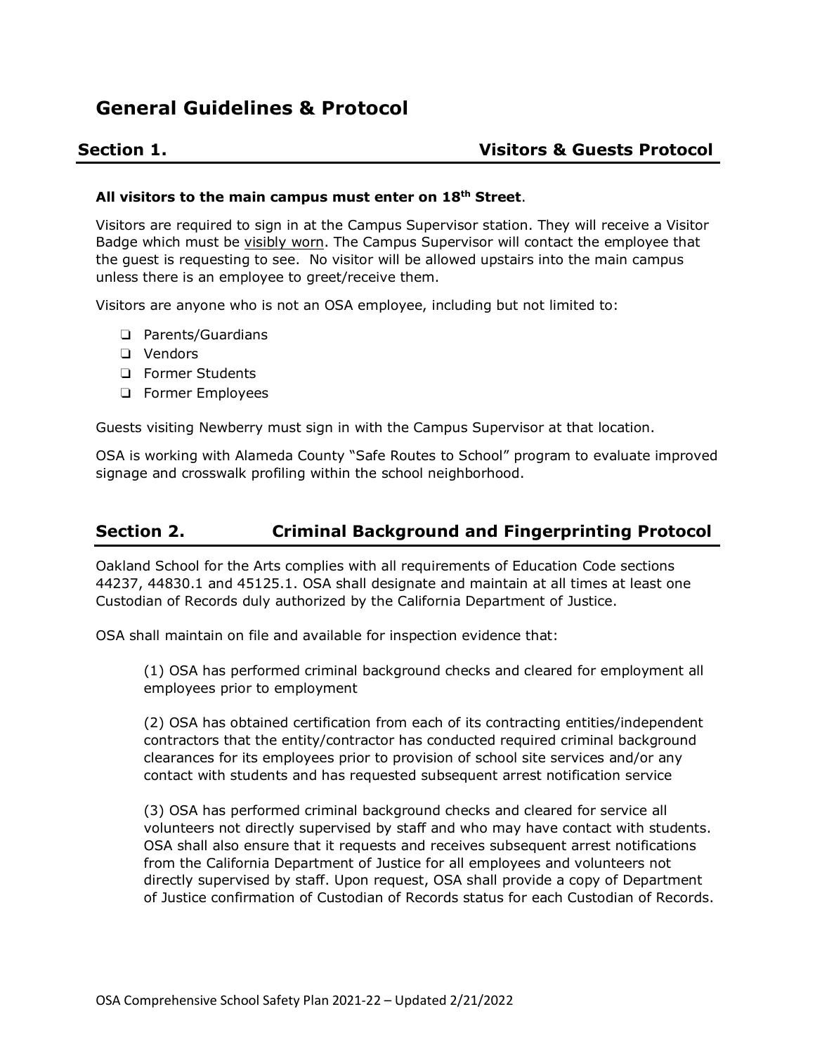# General Guidelines & Protocol

## Section 1. Visitors & Guests Protocol

**All visitors to the main campus must enter on 18th Street**.

Visitors are required to sign in at the Campus Supervisor station. They will receive a Visitor Badge which must be visibly worn. The Campus Supervisor will contact the employee that the guest is requesting to see. No visitor will be allowed upstairs into the main campus unless there is an employee to greet/receive them.

Visitors are anyone who is not an OSA employee, including but not limited to:

- ❑ Parents/Guardians
- ❑ Vendors
- ❑ Former Students
- ❑ Former Employees

Guests visiting Newberry must sign in with the Campus Supervisor at that location.

OSA is working with Alameda County "Safe Routes to School" program to evaluate improved signage and crosswalk profiling within the school neighborhood.

## Section 2. Criminal Background and Fingerprinting Protocol

Oakland School for the Arts complies with all requirements of Education Code sections 44237, 44830.1 and 45125.1. OSA shall designate and maintain at all times at least one Custodian of Records duly authorized by the California Department of Justice.

OSA shall maintain on file and available for inspection evidence that:

(1) OSA has performed criminal background checks and cleared for employment all employees prior to employment

(2) OSA has obtained certification from each of its contracting entities/independent contractors that the entity/contractor has conducted required criminal background clearances for its employees prior to provision of school site services and/or any contact with students and has requested subsequent arrest notification service

(3) OSA has performed criminal background checks and cleared for service all volunteers not directly supervised by staff and who may have contact with students. OSA shall also ensure that it requests and receives subsequent arrest notifications from the California Department of Justice for all employees and volunteers not directly supervised by staff. Upon request, OSA shall provide a copy of Department of Justice confirmation of Custodian of Records status for each Custodian of Records.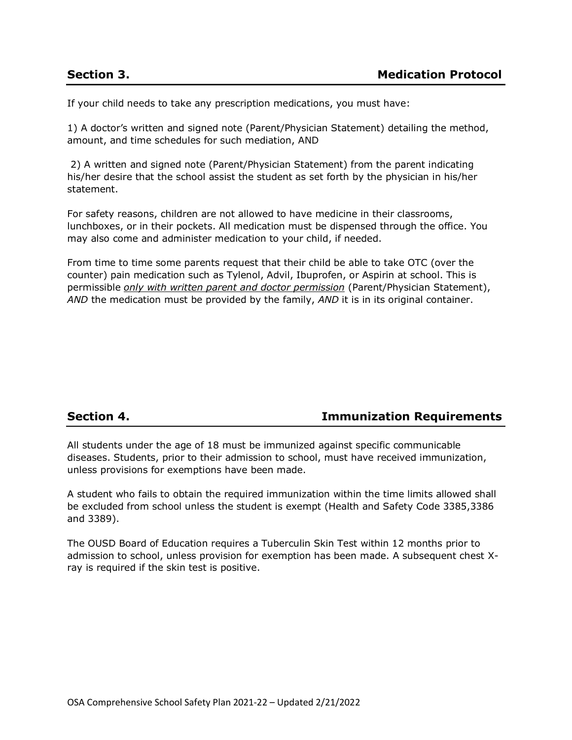## Section 3. Medication Protocol

If your child needs to take any prescription medications, you must have:

1) A doctor's written and signed note (Parent/Physician Statement) detailing the method, amount, and time schedules for such mediation, AND

2) A written and signed note (Parent/Physician Statement) from the parent indicating his/her desire that the school assist the student as set forth by the physician in his/her statement.

For safety reasons, children are not allowed to have medicine in their classrooms, lunchboxes, or in their pockets. All medication must be dispensed through the office. You may also come and administer medication to your child, if needed.

From time to time some parents request that their child be able to take OTC (over the counter) pain medication such as Tylenol, Advil, Ibuprofen, or Aspirin at school. This is permissible <u>*only with written parent and doctor permission*</u> (Parent/Physician Statement), *AND* the medication must be provided by the family, *AND* it is in its original container.

## Section 4. Immunization Requirements

All students under the age of 18 must be immunized against specific communicable diseases. Students, prior to their admission to school, must have received immunization, unless provisions for exemptions have been made.

A student who fails to obtain the required immunization within the time limits allowed shall be excluded from school unless the student is exempt (Health and Safety Code 3385,3386 and 3389).

The OUSD Board of Education requires a Tuberculin Skin Test within 12 months prior to admission to school, unless provision for exemption has been made. A subsequent chest X-ray is required if the skin test is positive.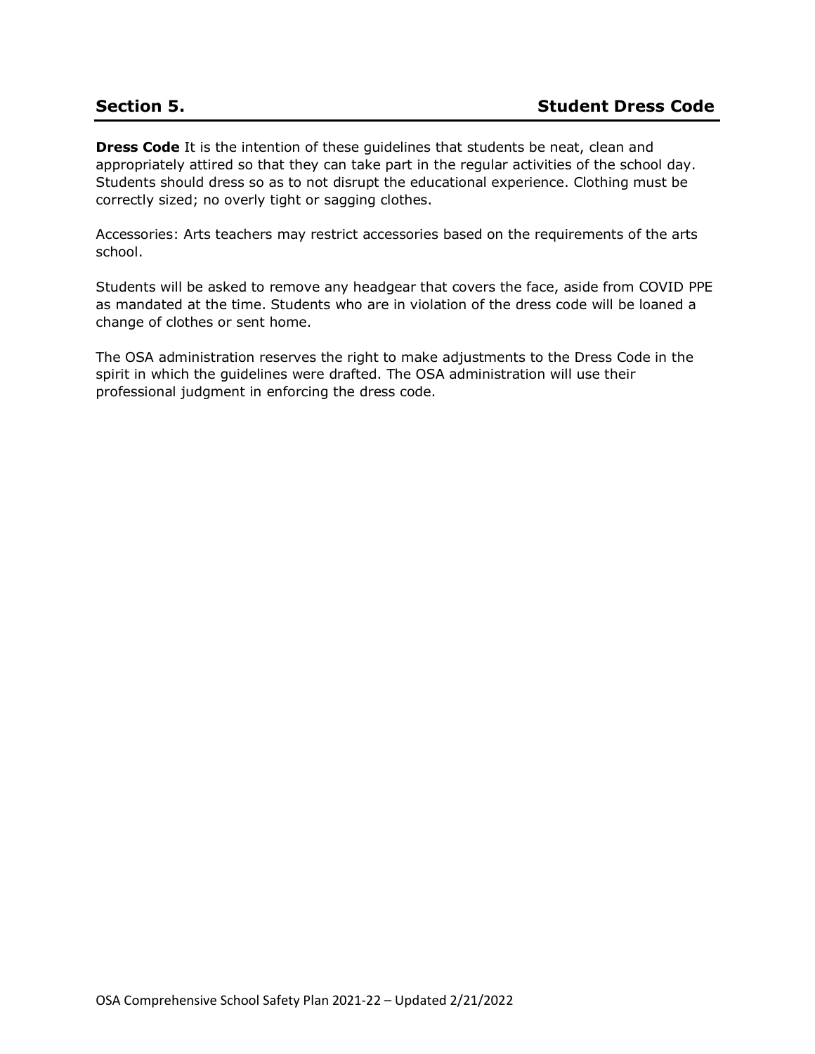## Section 5. Student Dress Code

**Dress Code** It is the intention of these guidelines that students be neat, clean and appropriately attired so that they can take part in the regular activities of the school day. Students should dress so as to not disrupt the educational experience. Clothing must be correctly sized; no overly tight or sagging clothes.

Accessories: Arts teachers may restrict accessories based on the requirements of the arts school.

Students will be asked to remove any headgear that covers the face, aside from COVID PPE as mandated at the time. Students who are in violation of the dress code will be loaned a change of clothes or sent home.

The OSA administration reserves the right to make adjustments to the Dress Code in the spirit in which the guidelines were drafted. The OSA administration will use their professional judgment in enforcing the dress code.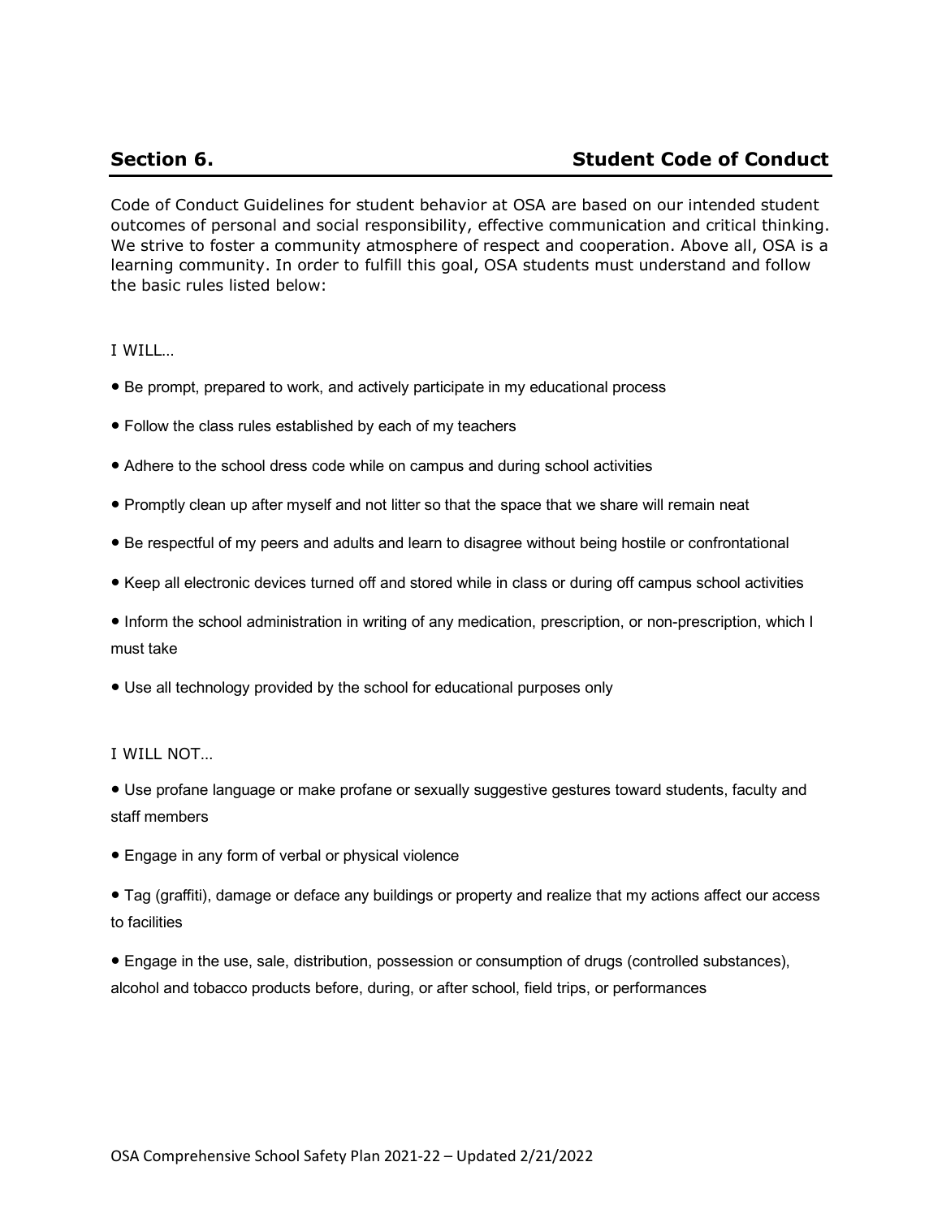## Section 6. Student Code of Conduct

Code of Conduct Guidelines for student behavior at OSA are based on our intended student outcomes of personal and social responsibility, effective communication and critical thinking. We strive to foster a community atmosphere of respect and cooperation. Above all, OSA is a learning community. In order to fulfill this goal, OSA students must understand and follow the basic rules listed below:

I WILL…

- Be prompt, prepared to work, and actively participate in my educational process
- Follow the class rules established by each of my teachers
- Adhere to the school dress code while on campus and during school activities
- Promptly clean up after myself and not litter so that the space that we share will remain neat
- Be respectful of my peers and adults and learn to disagree without being hostile or confrontational
- Keep all electronic devices turned off and stored while in class or during off campus school activities
- Inform the school administration in writing of any medication, prescription, or non-prescription, which I must take
- Use all technology provided by the school for educational purposes only

I WILL NOT…

- Use profane language or make profane or sexually suggestive gestures toward students, faculty and staff members
- Engage in any form of verbal or physical violence
- Tag (graffiti), damage or deface any buildings or property and realize that my actions affect our access to facilities
- Engage in the use, sale, distribution, possession or consumption of drugs (controlled substances), alcohol and tobacco products before, during, or after school, field trips, or performances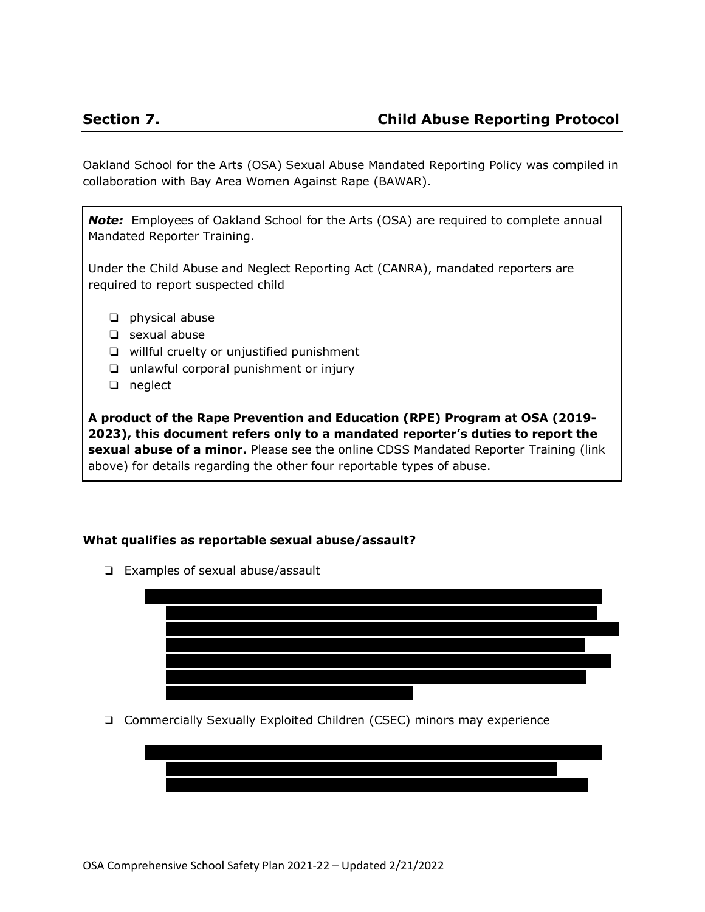## Section 7. Child Abuse Reporting Protocol

Oakland School for the Arts (OSA) Sexual Abuse Mandated Reporting Policy was compiled in collaboration with Bay Area Women Against Rape (BAWAR).

> ***Note:*** Employees of Oakland School for the Arts (OSA) are required to complete annual Mandated Reporter Training.
>
> Under the Child Abuse and Neglect Reporting Act (CANRA), mandated reporters are required to report suspected child
>
> - physical abuse
> - sexual abuse
> - willful cruelty or unjustified punishment
> - unlawful corporal punishment or injury
> - neglect
>
> **A product of the Rape Prevention and Education (RPE) Program at OSA (2019-2023), this document refers only to a mandated reporter's duties to report the sexual abuse of a minor.** Please see the online CDSS Mandated Reporter Training (link above) for details regarding the other four reportable types of abuse.

**What qualifies as reportable sexual abuse/assault?**

- Examples of sexual abuse/assault

  [REDACTED]

- Commercially Sexually Exploited Children (CSEC) minors may experience

  [REDACTED]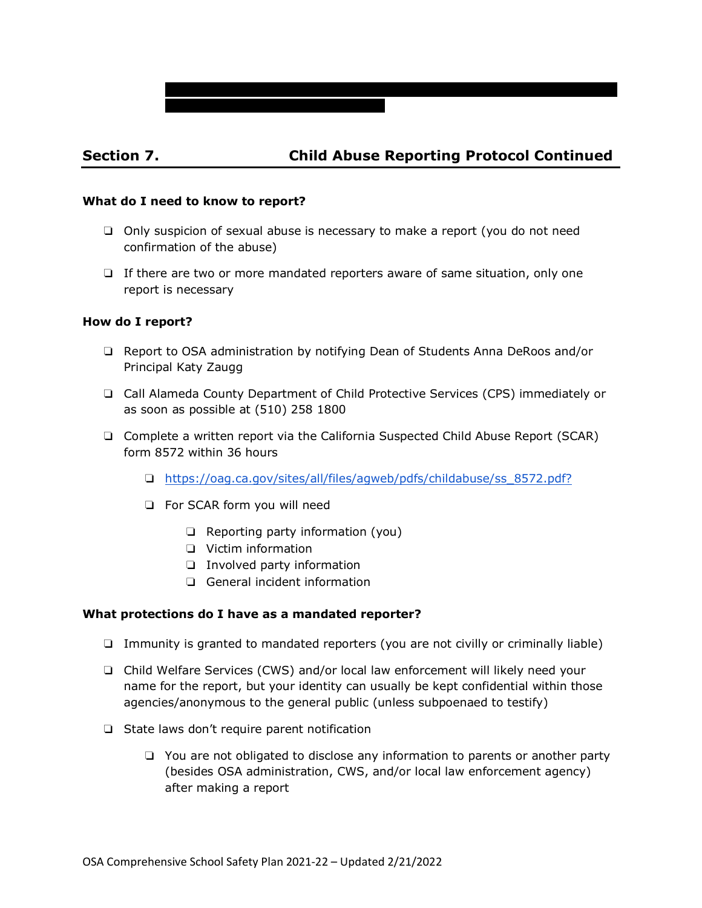## Section 7. Child Abuse Reporting Protocol Continued

**What do I need to know to report?**

- ❑ Only suspicion of sexual abuse is necessary to make a report (you do not need confirmation of the abuse)
- ❑ If there are two or more mandated reporters aware of same situation, only one report is necessary

**How do I report?**

- ❑ Report to OSA administration by notifying Dean of Students Anna DeRoos and/or Principal Katy Zaugg
- ❑ Call Alameda County Department of Child Protective Services (CPS) immediately or as soon as possible at (510) 258 1800
- ❑ Complete a written report via the California Suspected Child Abuse Report (SCAR) form 8572 within 36 hours
  - ❑ https://oag.ca.gov/sites/all/files/agweb/pdfs/childabuse/ss_8572.pdf?
  - ❑ For SCAR form you will need
    - ❑ Reporting party information (you)
    - ❑ Victim information
    - ❑ Involved party information
    - ❑ General incident information

**What protections do I have as a mandated reporter?**

- ❑ Immunity is granted to mandated reporters (you are not civilly or criminally liable)
- ❑ Child Welfare Services (CWS) and/or local law enforcement will likely need your name for the report, but your identity can usually be kept confidential within those agencies/anonymous to the general public (unless subpoenaed to testify)
- ❑ State laws don't require parent notification
  - ❑ You are not obligated to disclose any information to parents or another party (besides OSA administration, CWS, and/or local law enforcement agency) after making a report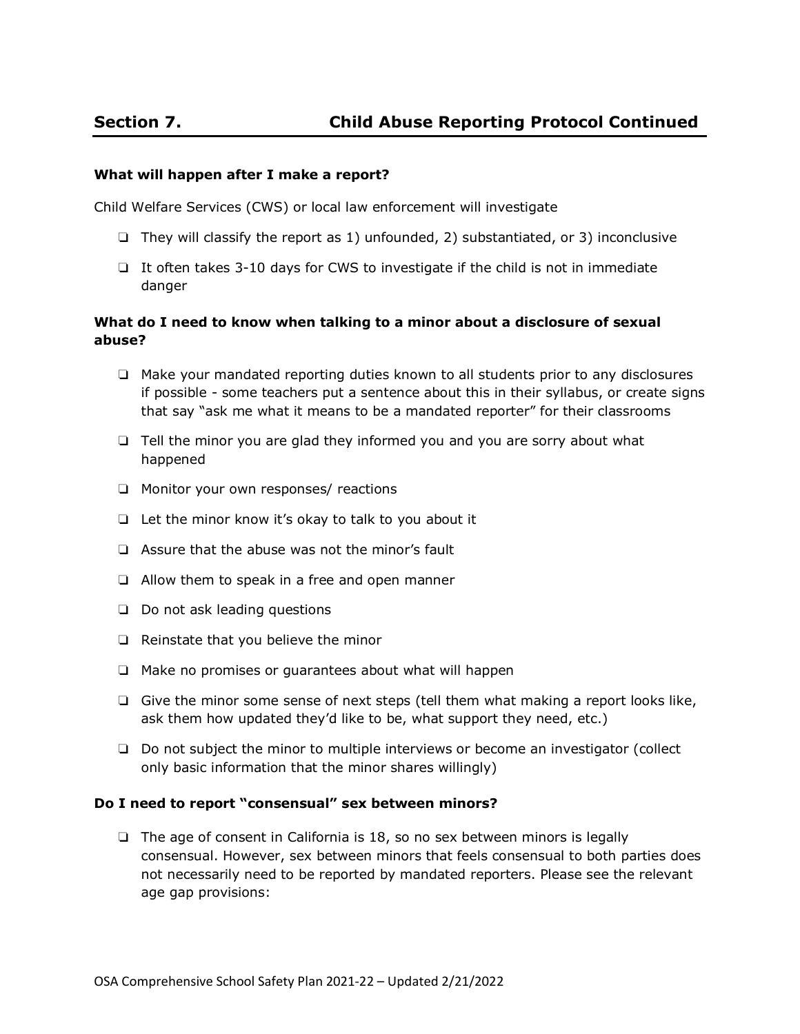## Section 7. Child Abuse Reporting Protocol Continued

**What will happen after I make a report?**

Child Welfare Services (CWS) or local law enforcement will investigate

- They will classify the report as 1) unfounded, 2) substantiated, or 3) inconclusive
- It often takes 3-10 days for CWS to investigate if the child is not in immediate danger

**What do I need to know when talking to a minor about a disclosure of sexual abuse?**

- Make your mandated reporting duties known to all students prior to any disclosures if possible - some teachers put a sentence about this in their syllabus, or create signs that say "ask me what it means to be a mandated reporter" for their classrooms
- Tell the minor you are glad they informed you and you are sorry about what happened
- Monitor your own responses/ reactions
- Let the minor know it's okay to talk to you about it
- Assure that the abuse was not the minor's fault
- Allow them to speak in a free and open manner
- Do not ask leading questions
- Reinstate that you believe the minor
- Make no promises or guarantees about what will happen
- Give the minor some sense of next steps (tell them what making a report looks like, ask them how updated they'd like to be, what support they need, etc.)
- Do not subject the minor to multiple interviews or become an investigator (collect only basic information that the minor shares willingly)

**Do I need to report "consensual" sex between minors?**

- The age of consent in California is 18, so no sex between minors is legally consensual. However, sex between minors that feels consensual to both parties does not necessarily need to be reported by mandated reporters. Please see the relevant age gap provisions: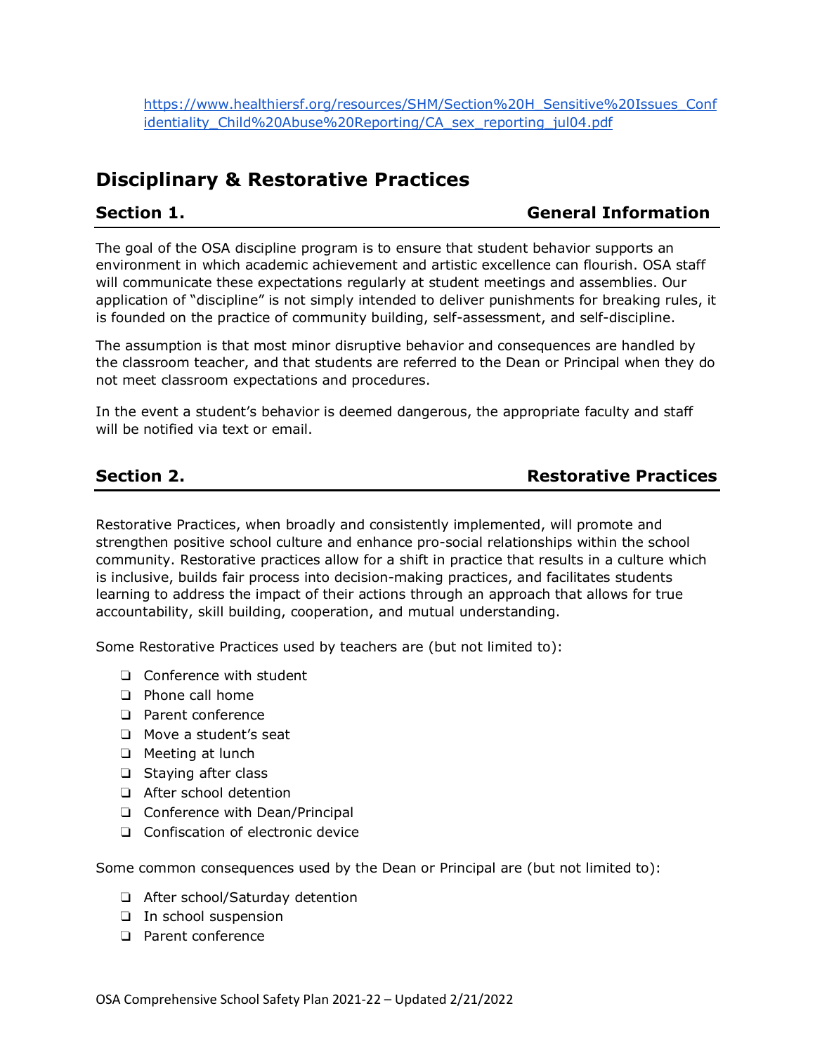https://www.healthiersf.org/resources/SHM/Section%20H_Sensitive%20Issues_Confidentiality_Child%20Abuse%20Reporting/CA_sex_reporting_jul04.pdf

## Disciplinary & Restorative Practices

### Section 1. General Information

The goal of the OSA discipline program is to ensure that student behavior supports an environment in which academic achievement and artistic excellence can flourish. OSA staff will communicate these expectations regularly at student meetings and assemblies. Our application of "discipline" is not simply intended to deliver punishments for breaking rules, it is founded on the practice of community building, self-assessment, and self-discipline.

The assumption is that most minor disruptive behavior and consequences are handled by the classroom teacher, and that students are referred to the Dean or Principal when they do not meet classroom expectations and procedures.

In the event a student's behavior is deemed dangerous, the appropriate faculty and staff will be notified via text or email.

### Section 2. Restorative Practices

Restorative Practices, when broadly and consistently implemented, will promote and strengthen positive school culture and enhance pro-social relationships within the school community. Restorative practices allow for a shift in practice that results in a culture which is inclusive, builds fair process into decision-making practices, and facilitates students learning to address the impact of their actions through an approach that allows for true accountability, skill building, cooperation, and mutual understanding.

Some Restorative Practices used by teachers are (but not limited to):

- ❑ Conference with student
- ❑ Phone call home
- ❑ Parent conference
- ❑ Move a student's seat
- ❑ Meeting at lunch
- ❑ Staying after class
- ❑ After school detention
- ❑ Conference with Dean/Principal
- ❑ Confiscation of electronic device

Some common consequences used by the Dean or Principal are (but not limited to):

- ❑ After school/Saturday detention
- ❑ In school suspension
- ❑ Parent conference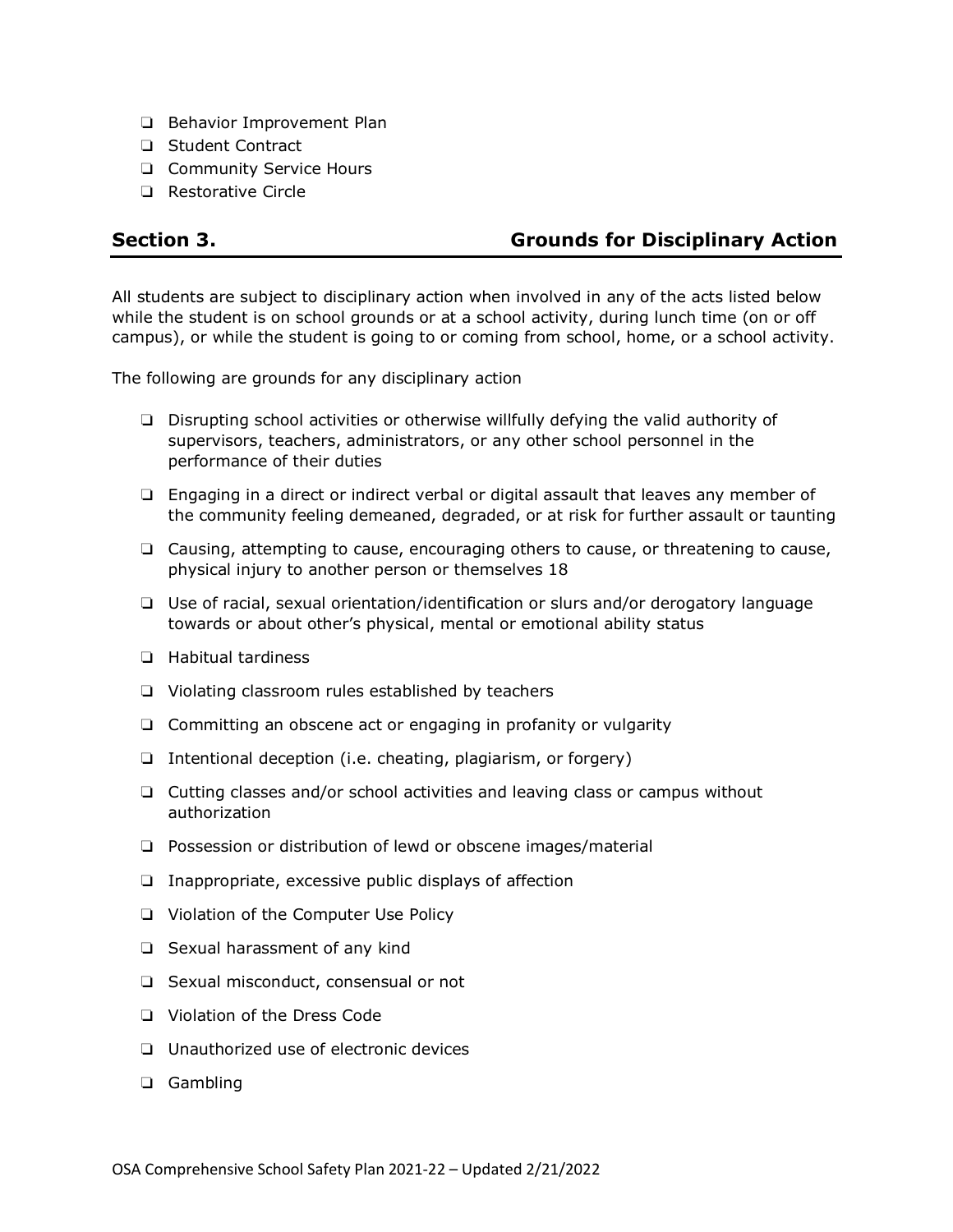- ❑ Behavior Improvement Plan
- ❑ Student Contract
- ❑ Community Service Hours
- ❑ Restorative Circle

## Section 3. Grounds for Disciplinary Action

All students are subject to disciplinary action when involved in any of the acts listed below while the student is on school grounds or at a school activity, during lunch time (on or off campus), or while the student is going to or coming from school, home, or a school activity.

The following are grounds for any disciplinary action

- ❑ Disrupting school activities or otherwise willfully defying the valid authority of supervisors, teachers, administrators, or any other school personnel in the performance of their duties
- ❑ Engaging in a direct or indirect verbal or digital assault that leaves any member of the community feeling demeaned, degraded, or at risk for further assault or taunting
- ❑ Causing, attempting to cause, encouraging others to cause, or threatening to cause, physical injury to another person or themselves 18
- ❑ Use of racial, sexual orientation/identification or slurs and/or derogatory language towards or about other's physical, mental or emotional ability status
- ❑ Habitual tardiness
- ❑ Violating classroom rules established by teachers
- ❑ Committing an obscene act or engaging in profanity or vulgarity
- ❑ Intentional deception (i.e. cheating, plagiarism, or forgery)
- ❑ Cutting classes and/or school activities and leaving class or campus without authorization
- ❑ Possession or distribution of lewd or obscene images/material
- ❑ Inappropriate, excessive public displays of affection
- ❑ Violation of the Computer Use Policy
- ❑ Sexual harassment of any kind
- ❑ Sexual misconduct, consensual or not
- ❑ Violation of the Dress Code
- ❑ Unauthorized use of electronic devices
- ❑ Gambling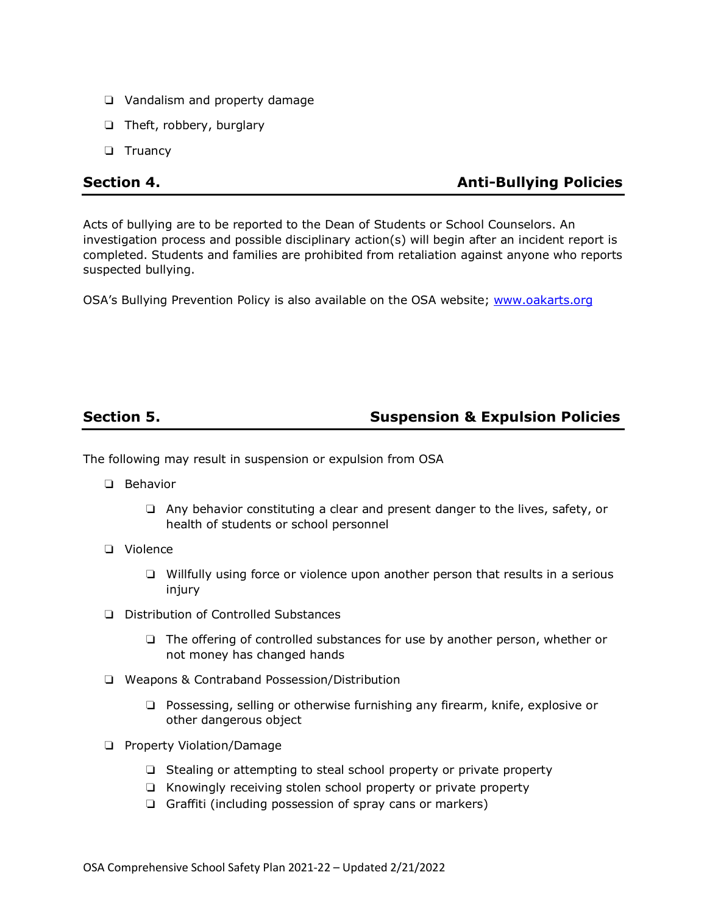- ❑ Vandalism and property damage
- ❑ Theft, robbery, burglary
- ❑ Truancy

## Section 4. Anti-Bullying Policies

Acts of bullying are to be reported to the Dean of Students or School Counselors. An investigation process and possible disciplinary action(s) will begin after an incident report is completed. Students and families are prohibited from retaliation against anyone who reports suspected bullying.

OSA's Bullying Prevention Policy is also available on the OSA website; [www.oakarts.org](www.oakarts.org)

## Section 5. Suspension & Expulsion Policies

The following may result in suspension or expulsion from OSA

- ❑ Behavior
    - ❑ Any behavior constituting a clear and present danger to the lives, safety, or health of students or school personnel
- ❑ Violence
    - ❑ Willfully using force or violence upon another person that results in a serious injury
- ❑ Distribution of Controlled Substances
    - ❑ The offering of controlled substances for use by another person, whether or not money has changed hands
- ❑ Weapons & Contraband Possession/Distribution
    - ❑ Possessing, selling or otherwise furnishing any firearm, knife, explosive or other dangerous object
- ❑ Property Violation/Damage
    - ❑ Stealing or attempting to steal school property or private property
    - ❑ Knowingly receiving stolen school property or private property
    - ❑ Graffiti (including possession of spray cans or markers)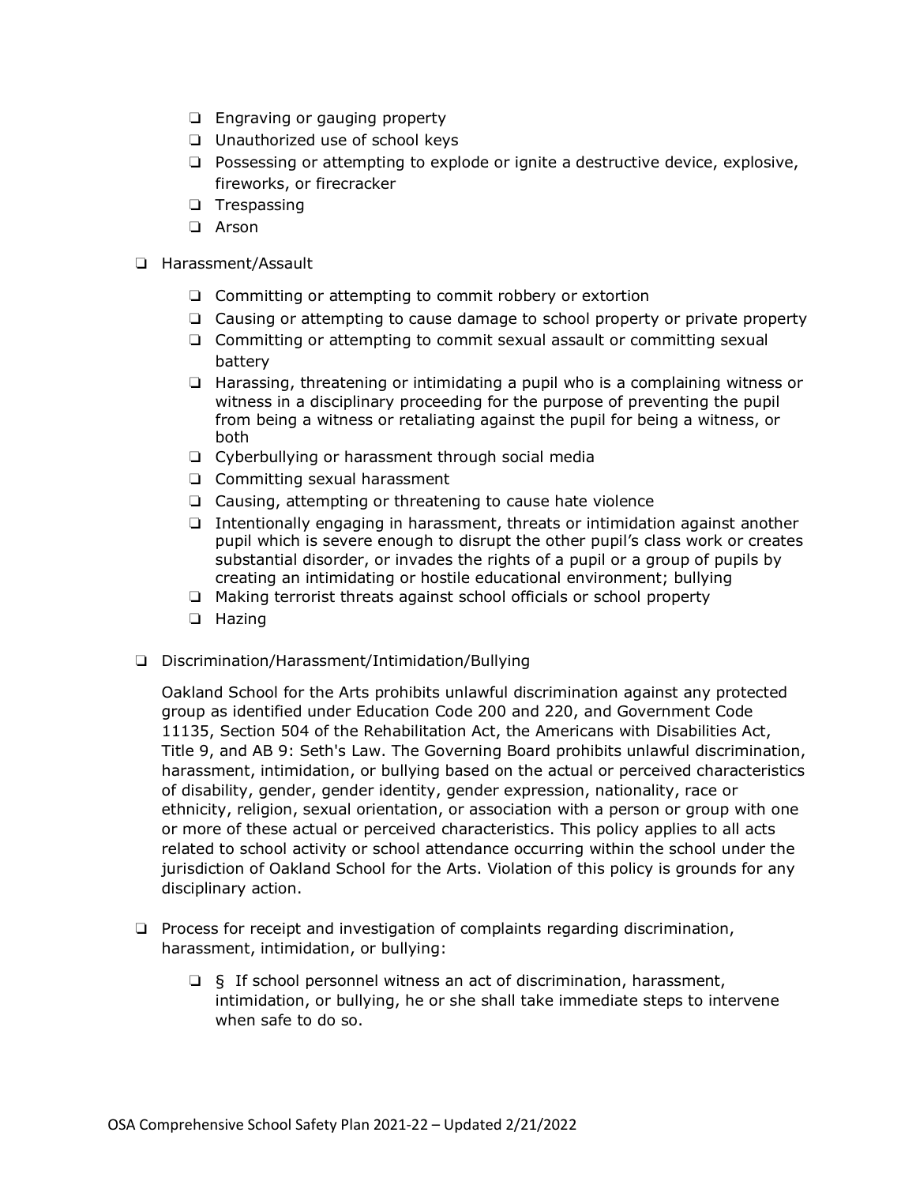- Engraving or gauging property
    - Unauthorized use of school keys
    - Possessing or attempting to explode or ignite a destructive device, explosive, fireworks, or firecracker
    - Trespassing
    - Arson

- Harassment/Assault
    - Committing or attempting to commit robbery or extortion
    - Causing or attempting to cause damage to school property or private property
    - Committing or attempting to commit sexual assault or committing sexual battery
    - Harassing, threatening or intimidating a pupil who is a complaining witness or witness in a disciplinary proceeding for the purpose of preventing the pupil from being a witness or retaliating against the pupil for being a witness, or both
    - Cyberbullying or harassment through social media
    - Committing sexual harassment
    - Causing, attempting or threatening to cause hate violence
    - Intentionally engaging in harassment, threats or intimidation against another pupil which is severe enough to disrupt the other pupil's class work or creates substantial disorder, or invades the rights of a pupil or a group of pupils by creating an intimidating or hostile educational environment; bullying
    - Making terrorist threats against school officials or school property
    - Hazing

- Discrimination/Harassment/Intimidation/Bullying

  Oakland School for the Arts prohibits unlawful discrimination against any protected group as identified under Education Code 200 and 220, and Government Code 11135, Section 504 of the Rehabilitation Act, the Americans with Disabilities Act, Title 9, and AB 9: Seth's Law. The Governing Board prohibits unlawful discrimination, harassment, intimidation, or bullying based on the actual or perceived characteristics of disability, gender, gender identity, gender expression, nationality, race or ethnicity, religion, sexual orientation, or association with a person or group with one or more of these actual or perceived characteristics. This policy applies to all acts related to school activity or school attendance occurring within the school under the jurisdiction of Oakland School for the Arts. Violation of this policy is grounds for any disciplinary action.

- Process for receipt and investigation of complaints regarding discrimination, harassment, intimidation, or bullying:
    - § If school personnel witness an act of discrimination, harassment, intimidation, or bullying, he or she shall take immediate steps to intervene when safe to do so.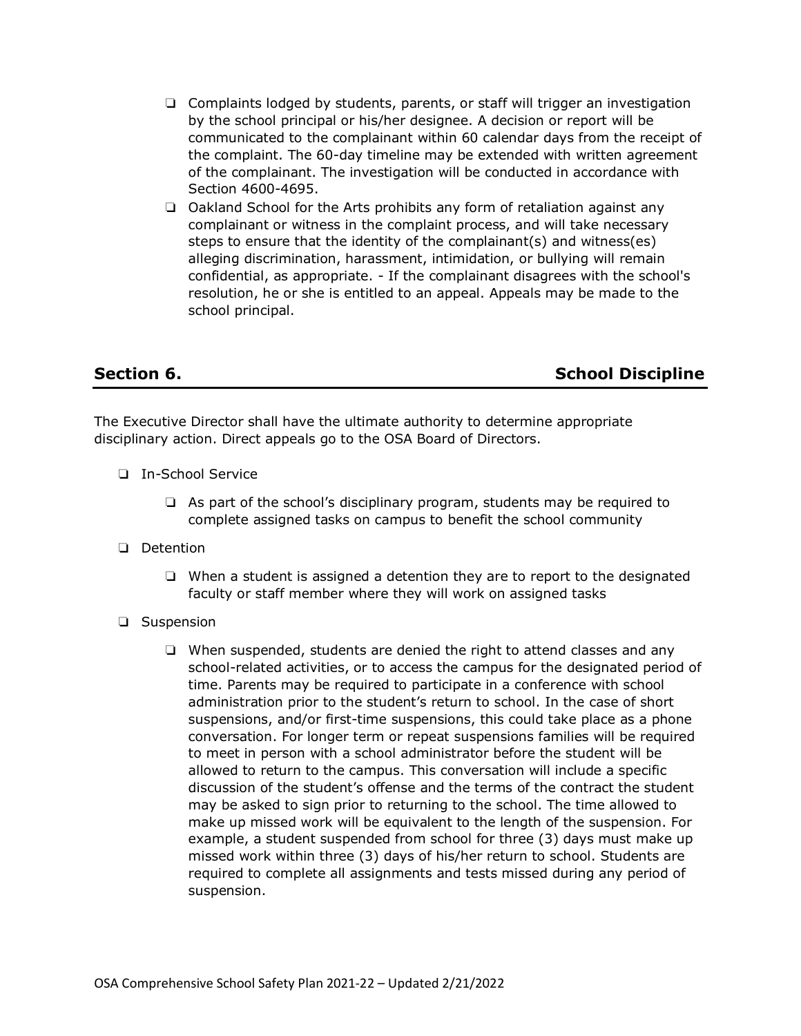- Complaints lodged by students, parents, or staff will trigger an investigation by the school principal or his/her designee. A decision or report will be communicated to the complainant within 60 calendar days from the receipt of the complaint. The 60-day timeline may be extended with written agreement of the complainant. The investigation will be conducted in accordance with Section 4600-4695.
- Oakland School for the Arts prohibits any form of retaliation against any complainant or witness in the complaint process, and will take necessary steps to ensure that the identity of the complainant(s) and witness(es) alleging discrimination, harassment, intimidation, or bullying will remain confidential, as appropriate. - If the complainant disagrees with the school's resolution, he or she is entitled to an appeal. Appeals may be made to the school principal.

## Section 6. School Discipline

The Executive Director shall have the ultimate authority to determine appropriate disciplinary action. Direct appeals go to the OSA Board of Directors.

- In-School Service
  - As part of the school's disciplinary program, students may be required to complete assigned tasks on campus to benefit the school community
- Detention
  - When a student is assigned a detention they are to report to the designated faculty or staff member where they will work on assigned tasks
- Suspension
  - When suspended, students are denied the right to attend classes and any school-related activities, or to access the campus for the designated period of time. Parents may be required to participate in a conference with school administration prior to the student's return to school. In the case of short suspensions, and/or first-time suspensions, this could take place as a phone conversation. For longer term or repeat suspensions families will be required to meet in person with a school administrator before the student will be allowed to return to the campus. This conversation will include a specific discussion of the student's offense and the terms of the contract the student may be asked to sign prior to returning to the school. The time allowed to make up missed work will be equivalent to the length of the suspension. For example, a student suspended from school for three (3) days must make up missed work within three (3) days of his/her return to school. Students are required to complete all assignments and tests missed during any period of suspension.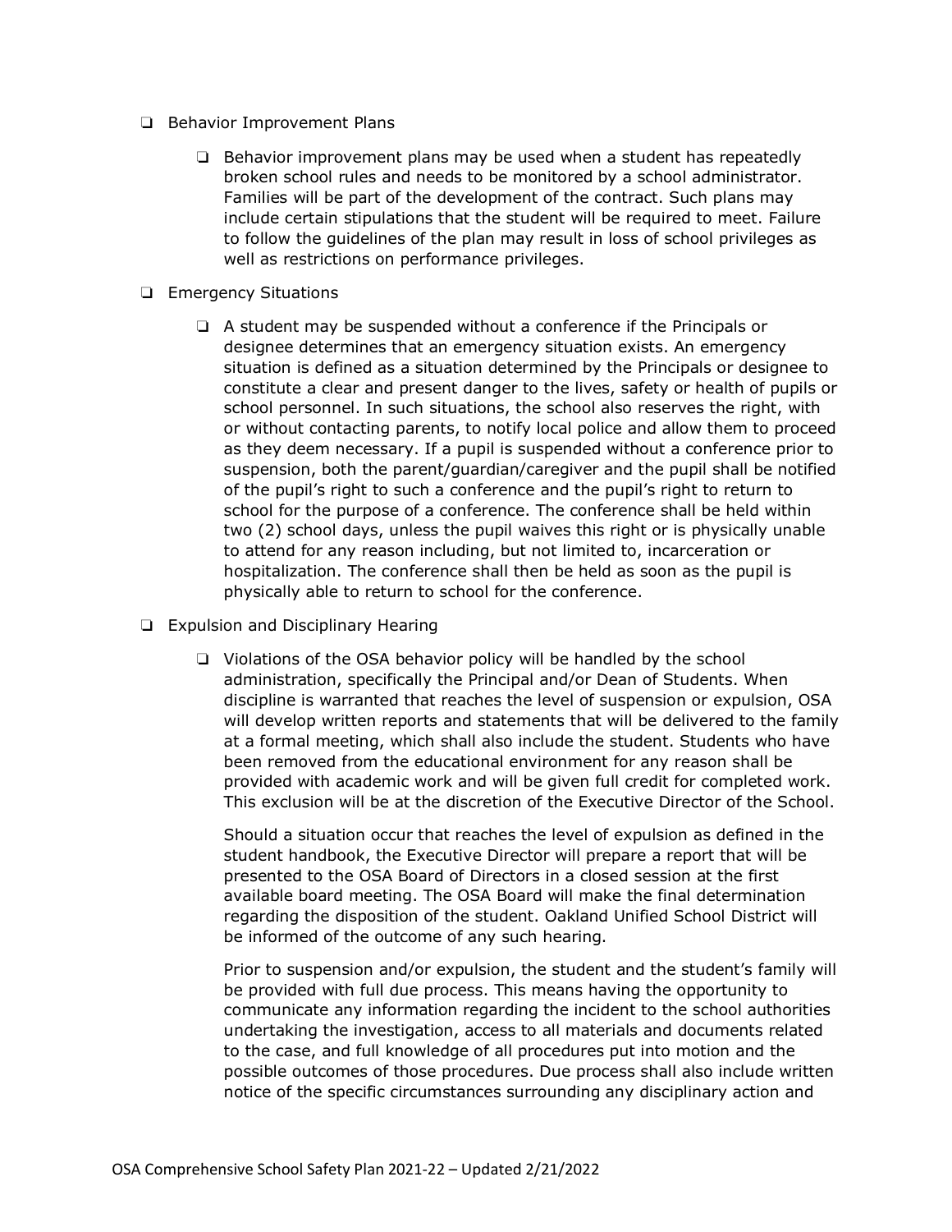- Behavior Improvement Plans
    - Behavior improvement plans may be used when a student has repeatedly broken school rules and needs to be monitored by a school administrator. Families will be part of the development of the contract. Such plans may include certain stipulations that the student will be required to meet. Failure to follow the guidelines of the plan may result in loss of school privileges as well as restrictions on performance privileges.
- Emergency Situations
    - A student may be suspended without a conference if the Principals or designee determines that an emergency situation exists. An emergency situation is defined as a situation determined by the Principals or designee to constitute a clear and present danger to the lives, safety or health of pupils or school personnel. In such situations, the school also reserves the right, with or without contacting parents, to notify local police and allow them to proceed as they deem necessary. If a pupil is suspended without a conference prior to suspension, both the parent/guardian/caregiver and the pupil shall be notified of the pupil's right to such a conference and the pupil's right to return to school for the purpose of a conference. The conference shall be held within two (2) school days, unless the pupil waives this right or is physically unable to attend for any reason including, but not limited to, incarceration or hospitalization. The conference shall then be held as soon as the pupil is physically able to return to school for the conference.
- Expulsion and Disciplinary Hearing
    - Violations of the OSA behavior policy will be handled by the school administration, specifically the Principal and/or Dean of Students. When discipline is warranted that reaches the level of suspension or expulsion, OSA will develop written reports and statements that will be delivered to the family at a formal meeting, which shall also include the student. Students who have been removed from the educational environment for any reason shall be provided with academic work and will be given full credit for completed work. This exclusion will be at the discretion of the Executive Director of the School.

      Should a situation occur that reaches the level of expulsion as defined in the student handbook, the Executive Director will prepare a report that will be presented to the OSA Board of Directors in a closed session at the first available board meeting. The OSA Board will make the final determination regarding the disposition of the student. Oakland Unified School District will be informed of the outcome of any such hearing.

      Prior to suspension and/or expulsion, the student and the student's family will be provided with full due process. This means having the opportunity to communicate any information regarding the incident to the school authorities undertaking the investigation, access to all materials and documents related to the case, and full knowledge of all procedures put into motion and the possible outcomes of those procedures. Due process shall also include written notice of the specific circumstances surrounding any disciplinary action and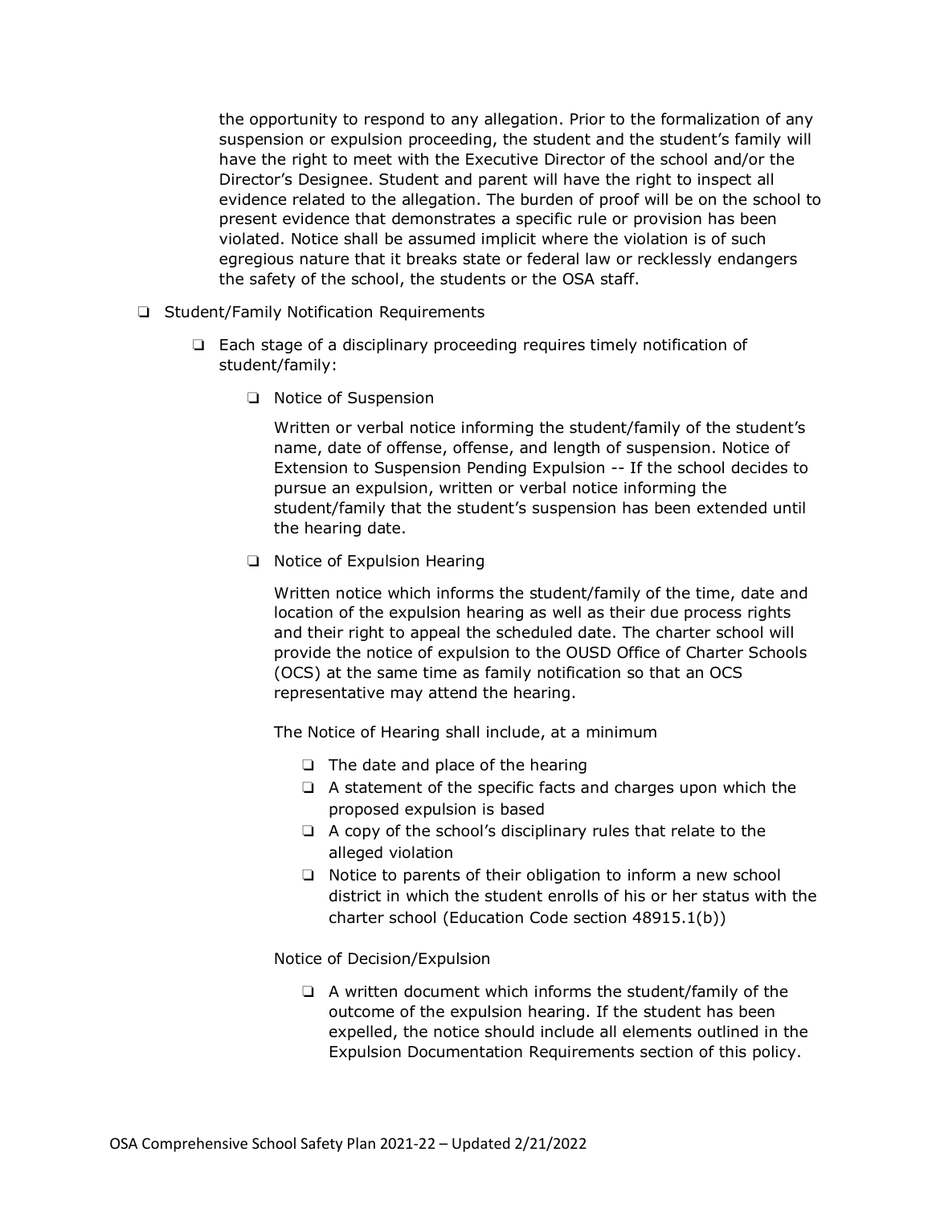the opportunity to respond to any allegation. Prior to the formalization of any suspension or expulsion proceeding, the student and the student's family will have the right to meet with the Executive Director of the school and/or the Director's Designee. Student and parent will have the right to inspect all evidence related to the allegation. The burden of proof will be on the school to present evidence that demonstrates a specific rule or provision has been violated. Notice shall be assumed implicit where the violation is of such egregious nature that it breaks state or federal law or recklessly endangers the safety of the school, the students or the OSA staff.

- Student/Family Notification Requirements
  - Each stage of a disciplinary proceeding requires timely notification of student/family:
    - Notice of Suspension

      Written or verbal notice informing the student/family of the student's name, date of offense, offense, and length of suspension. Notice of Extension to Suspension Pending Expulsion -- If the school decides to pursue an expulsion, written or verbal notice informing the student/family that the student's suspension has been extended until the hearing date.

    - Notice of Expulsion Hearing

      Written notice which informs the student/family of the time, date and location of the expulsion hearing as well as their due process rights and their right to appeal the scheduled date. The charter school will provide the notice of expulsion to the OUSD Office of Charter Schools (OCS) at the same time as family notification so that an OCS representative may attend the hearing.

      The Notice of Hearing shall include, at a minimum

      - The date and place of the hearing
      - A statement of the specific facts and charges upon which the proposed expulsion is based
      - A copy of the school's disciplinary rules that relate to the alleged violation
      - Notice to parents of their obligation to inform a new school district in which the student enrolls of his or her status with the charter school (Education Code section 48915.1(b))

      Notice of Decision/Expulsion

      - A written document which informs the student/family of the outcome of the expulsion hearing. If the student has been expelled, the notice should include all elements outlined in the Expulsion Documentation Requirements section of this policy.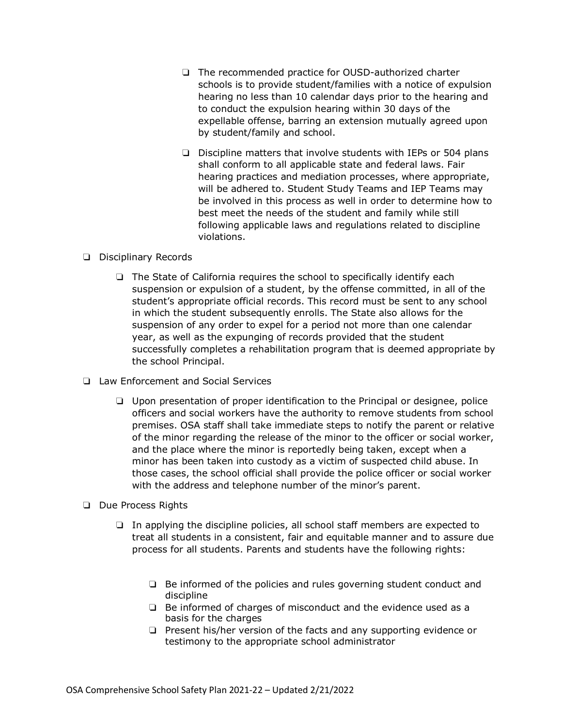- The recommended practice for OUSD-authorized charter schools is to provide student/families with a notice of expulsion hearing no less than 10 calendar days prior to the hearing and to conduct the expulsion hearing within 30 days of the expellable offense, barring an extension mutually agreed upon by student/family and school.
- Discipline matters that involve students with IEPs or 504 plans shall conform to all applicable state and federal laws. Fair hearing practices and mediation processes, where appropriate, will be adhered to. Student Study Teams and IEP Teams may be involved in this process as well in order to determine how to best meet the needs of the student and family while still following applicable laws and regulations related to discipline violations.

- Disciplinary Records
  - The State of California requires the school to specifically identify each suspension or expulsion of a student, by the offense committed, in all of the student's appropriate official records. This record must be sent to any school in which the student subsequently enrolls. The State also allows for the suspension of any order to expel for a period not more than one calendar year, as well as the expunging of records provided that the student successfully completes a rehabilitation program that is deemed appropriate by the school Principal.
- Law Enforcement and Social Services
  - Upon presentation of proper identification to the Principal or designee, police officers and social workers have the authority to remove students from school premises. OSA staff shall take immediate steps to notify the parent or relative of the minor regarding the release of the minor to the officer or social worker, and the place where the minor is reportedly being taken, except when a minor has been taken into custody as a victim of suspected child abuse. In those cases, the school official shall provide the police officer or social worker with the address and telephone number of the minor's parent.
- Due Process Rights
  - In applying the discipline policies, all school staff members are expected to treat all students in a consistent, fair and equitable manner and to assure due process for all students. Parents and students have the following rights:
    - Be informed of the policies and rules governing student conduct and discipline
    - Be informed of charges of misconduct and the evidence used as a basis for the charges
    - Present his/her version of the facts and any supporting evidence or testimony to the appropriate school administrator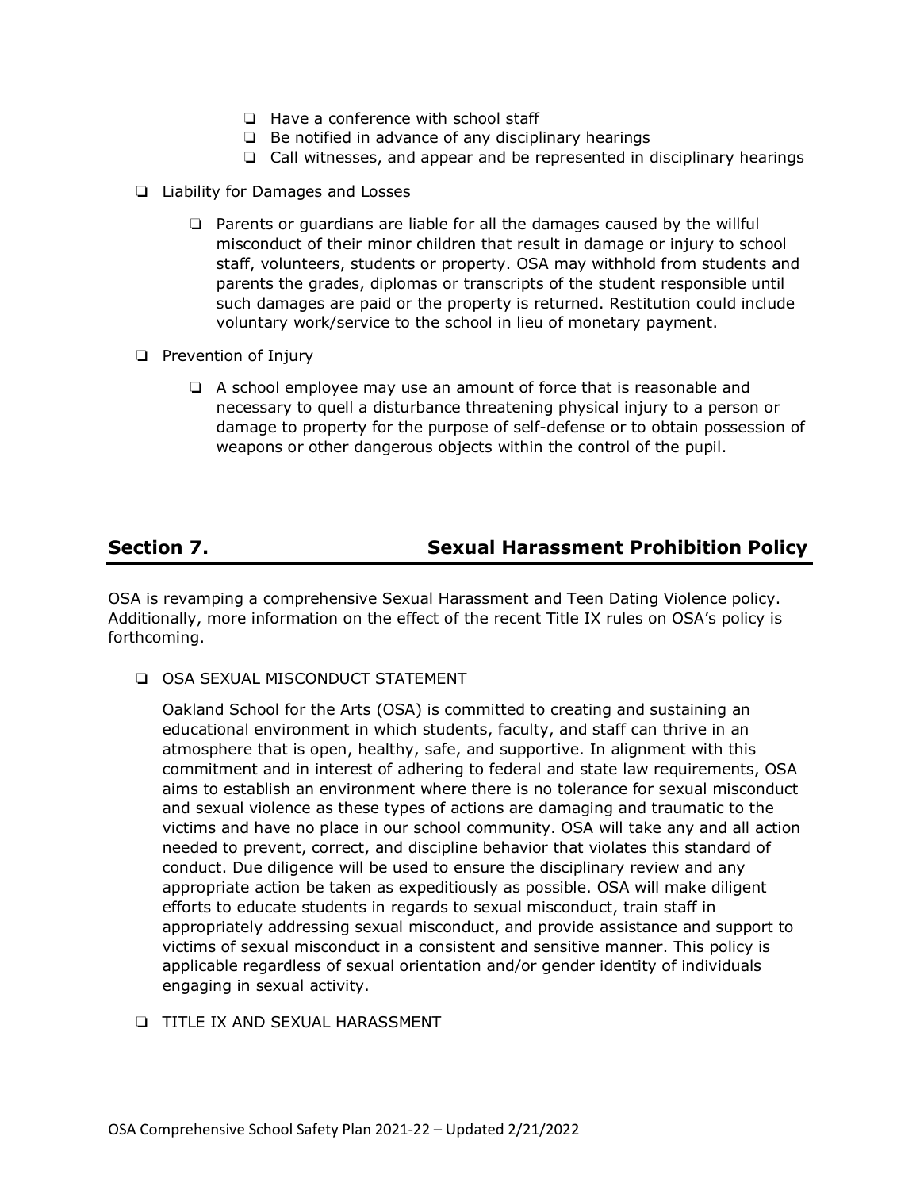- Have a conference with school staff
- Be notified in advance of any disciplinary hearings
- Call witnesses, and appear and be represented in disciplinary hearings

- Liability for Damages and Losses
  - Parents or guardians are liable for all the damages caused by the willful misconduct of their minor children that result in damage or injury to school staff, volunteers, students or property. OSA may withhold from students and parents the grades, diplomas or transcripts of the student responsible until such damages are paid or the property is returned. Restitution could include voluntary work/service to the school in lieu of monetary payment.
- Prevention of Injury
  - A school employee may use an amount of force that is reasonable and necessary to quell a disturbance threatening physical injury to a person or damage to property for the purpose of self-defense or to obtain possession of weapons or other dangerous objects within the control of the pupil.

## Section 7. Sexual Harassment Prohibition Policy

OSA is revamping a comprehensive Sexual Harassment and Teen Dating Violence policy. Additionally, more information on the effect of the recent Title IX rules on OSA's policy is forthcoming.

- OSA SEXUAL MISCONDUCT STATEMENT

  Oakland School for the Arts (OSA) is committed to creating and sustaining an educational environment in which students, faculty, and staff can thrive in an atmosphere that is open, healthy, safe, and supportive. In alignment with this commitment and in interest of adhering to federal and state law requirements, OSA aims to establish an environment where there is no tolerance for sexual misconduct and sexual violence as these types of actions are damaging and traumatic to the victims and have no place in our school community. OSA will take any and all action needed to prevent, correct, and discipline behavior that violates this standard of conduct. Due diligence will be used to ensure the disciplinary review and any appropriate action be taken as expeditiously as possible. OSA will make diligent efforts to educate students in regards to sexual misconduct, train staff in appropriately addressing sexual misconduct, and provide assistance and support to victims of sexual misconduct in a consistent and sensitive manner. This policy is applicable regardless of sexual orientation and/or gender identity of individuals engaging in sexual activity.

- TITLE IX AND SEXUAL HARASSMENT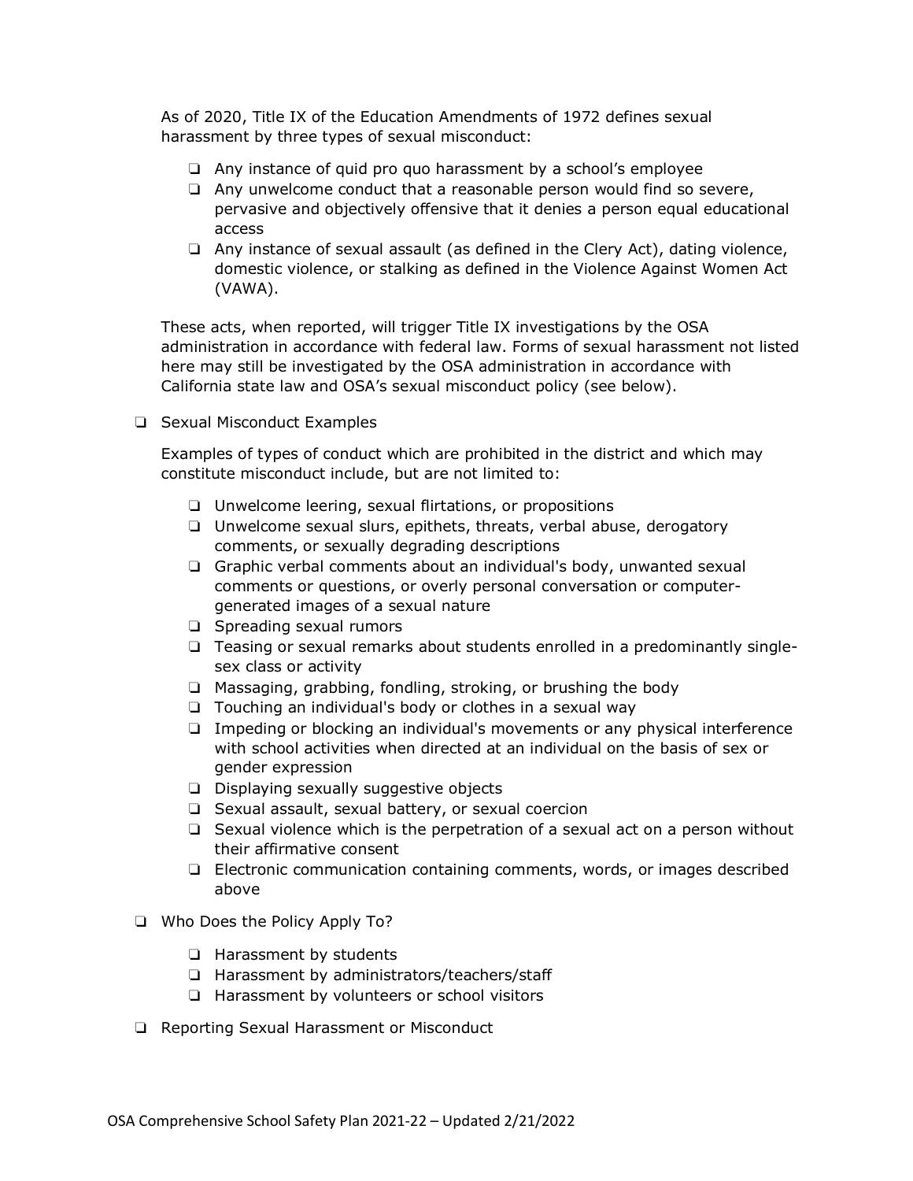As of 2020, Title IX of the Education Amendments of 1972 defines sexual harassment by three types of sexual misconduct:

- Any instance of quid pro quo harassment by a school's employee
- Any unwelcome conduct that a reasonable person would find so severe, pervasive and objectively offensive that it denies a person equal educational access
- Any instance of sexual assault (as defined in the Clery Act), dating violence, domestic violence, or stalking as defined in the Violence Against Women Act (VAWA).

These acts, when reported, will trigger Title IX investigations by the OSA administration in accordance with federal law. Forms of sexual harassment not listed here may still be investigated by the OSA administration in accordance with California state law and OSA's sexual misconduct policy (see below).

- Sexual Misconduct Examples

  Examples of types of conduct which are prohibited in the district and which may constitute misconduct include, but are not limited to:

  - Unwelcome leering, sexual flirtations, or propositions
  - Unwelcome sexual slurs, epithets, threats, verbal abuse, derogatory comments, or sexually degrading descriptions
  - Graphic verbal comments about an individual's body, unwanted sexual comments or questions, or overly personal conversation or computer-generated images of a sexual nature
  - Spreading sexual rumors
  - Teasing or sexual remarks about students enrolled in a predominantly single-sex class or activity
  - Massaging, grabbing, fondling, stroking, or brushing the body
  - Touching an individual's body or clothes in a sexual way
  - Impeding or blocking an individual's movements or any physical interference with school activities when directed at an individual on the basis of sex or gender expression
  - Displaying sexually suggestive objects
  - Sexual assault, sexual battery, or sexual coercion
  - Sexual violence which is the perpetration of a sexual act on a person without their affirmative consent
  - Electronic communication containing comments, words, or images described above

- Who Does the Policy Apply To?

  - Harassment by students
  - Harassment by administrators/teachers/staff
  - Harassment by volunteers or school visitors

- Reporting Sexual Harassment or Misconduct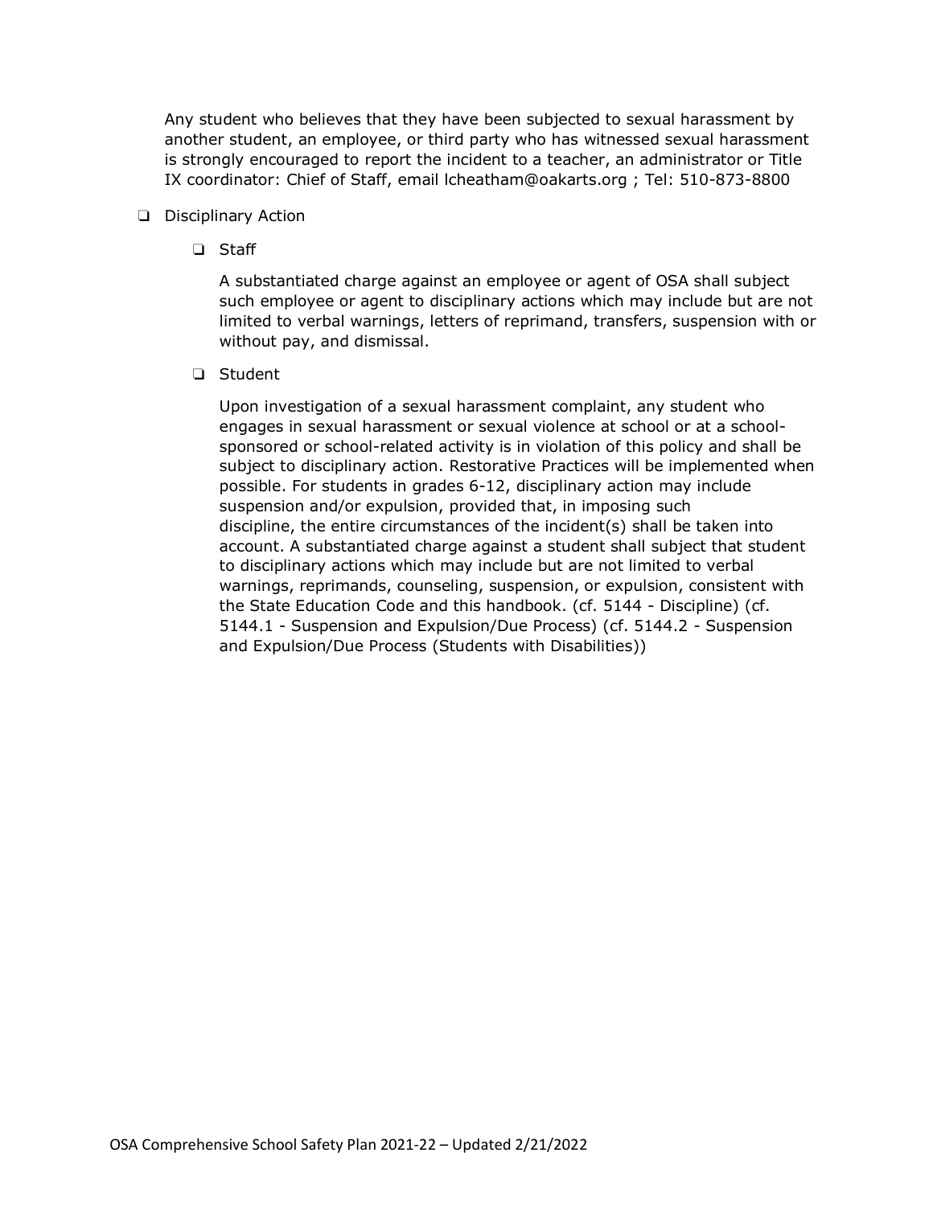Any student who believes that they have been subjected to sexual harassment by another student, an employee, or third party who has witnessed sexual harassment is strongly encouraged to report the incident to a teacher, an administrator or Title IX coordinator: Chief of Staff, email lcheatham@oakarts.org ; Tel: 510-873-8800

- Disciplinary Action
  - Staff

    A substantiated charge against an employee or agent of OSA shall subject such employee or agent to disciplinary actions which may include but are not limited to verbal warnings, letters of reprimand, transfers, suspension with or without pay, and dismissal.

  - Student

    Upon investigation of a sexual harassment complaint, any student who engages in sexual harassment or sexual violence at school or at a school-sponsored or school-related activity is in violation of this policy and shall be subject to disciplinary action. Restorative Practices will be implemented when possible. For students in grades 6-12, disciplinary action may include suspension and/or expulsion, provided that, in imposing such discipline, the entire circumstances of the incident(s) shall be taken into account. A substantiated charge against a student shall subject that student to disciplinary actions which may include but are not limited to verbal warnings, reprimands, counseling, suspension, or expulsion, consistent with the State Education Code and this handbook. (cf. 5144 - Discipline) (cf. 5144.1 - Suspension and Expulsion/Due Process) (cf. 5144.2 - Suspension and Expulsion/Due Process (Students with Disabilities))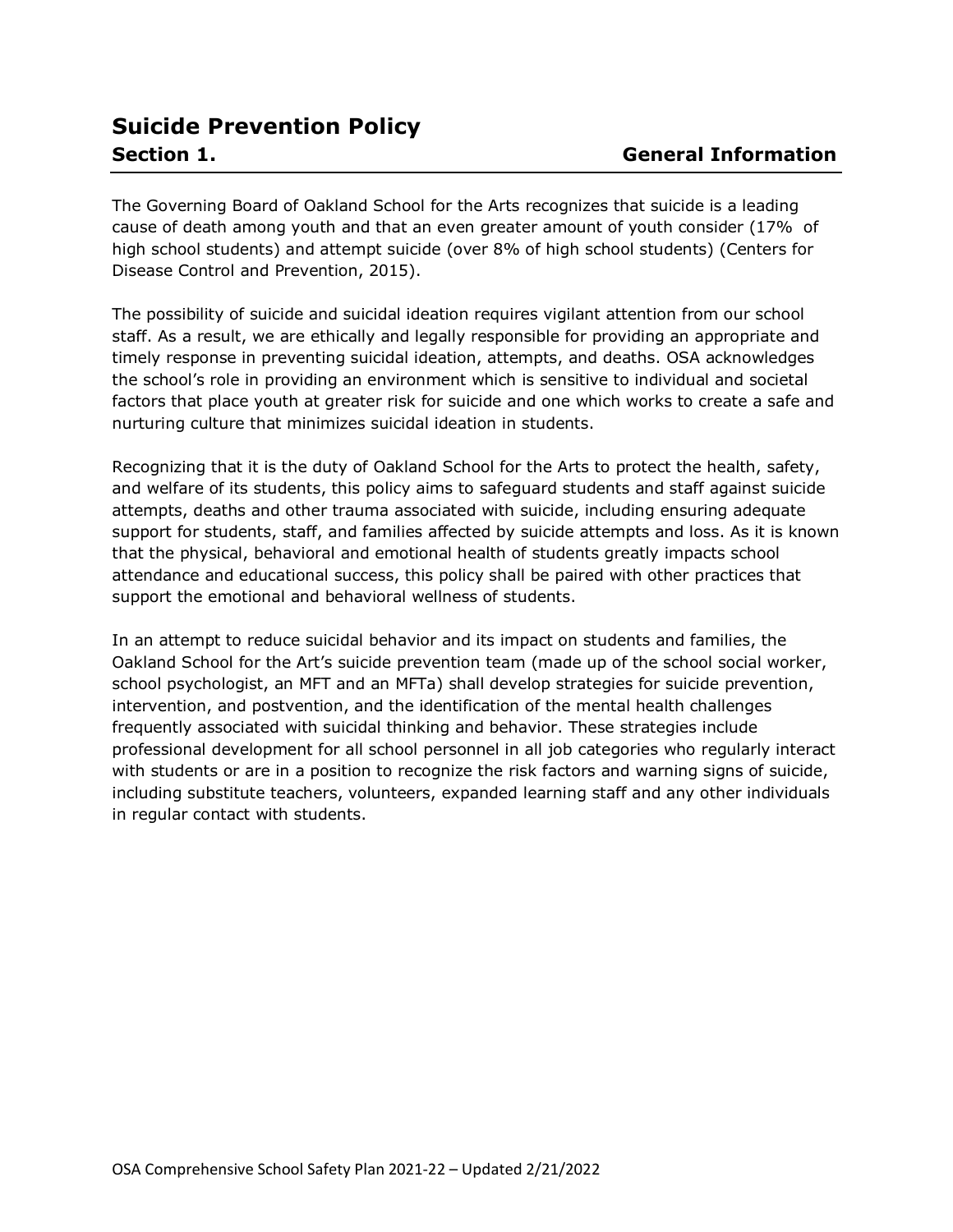# Suicide Prevention Policy

## Section 1. General Information

The Governing Board of Oakland School for the Arts recognizes that suicide is a leading cause of death among youth and that an even greater amount of youth consider (17% of high school students) and attempt suicide (over 8% of high school students) (Centers for Disease Control and Prevention, 2015).

The possibility of suicide and suicidal ideation requires vigilant attention from our school staff. As a result, we are ethically and legally responsible for providing an appropriate and timely response in preventing suicidal ideation, attempts, and deaths. OSA acknowledges the school's role in providing an environment which is sensitive to individual and societal factors that place youth at greater risk for suicide and one which works to create a safe and nurturing culture that minimizes suicidal ideation in students.

Recognizing that it is the duty of Oakland School for the Arts to protect the health, safety, and welfare of its students, this policy aims to safeguard students and staff against suicide attempts, deaths and other trauma associated with suicide, including ensuring adequate support for students, staff, and families affected by suicide attempts and loss. As it is known that the physical, behavioral and emotional health of students greatly impacts school attendance and educational success, this policy shall be paired with other practices that support the emotional and behavioral wellness of students.

In an attempt to reduce suicidal behavior and its impact on students and families, the Oakland School for the Art's suicide prevention team (made up of the school social worker, school psychologist, an MFT and an MFTa) shall develop strategies for suicide prevention, intervention, and postvention, and the identification of the mental health challenges frequently associated with suicidal thinking and behavior. These strategies include professional development for all school personnel in all job categories who regularly interact with students or are in a position to recognize the risk factors and warning signs of suicide, including substitute teachers, volunteers, expanded learning staff and any other individuals in regular contact with students.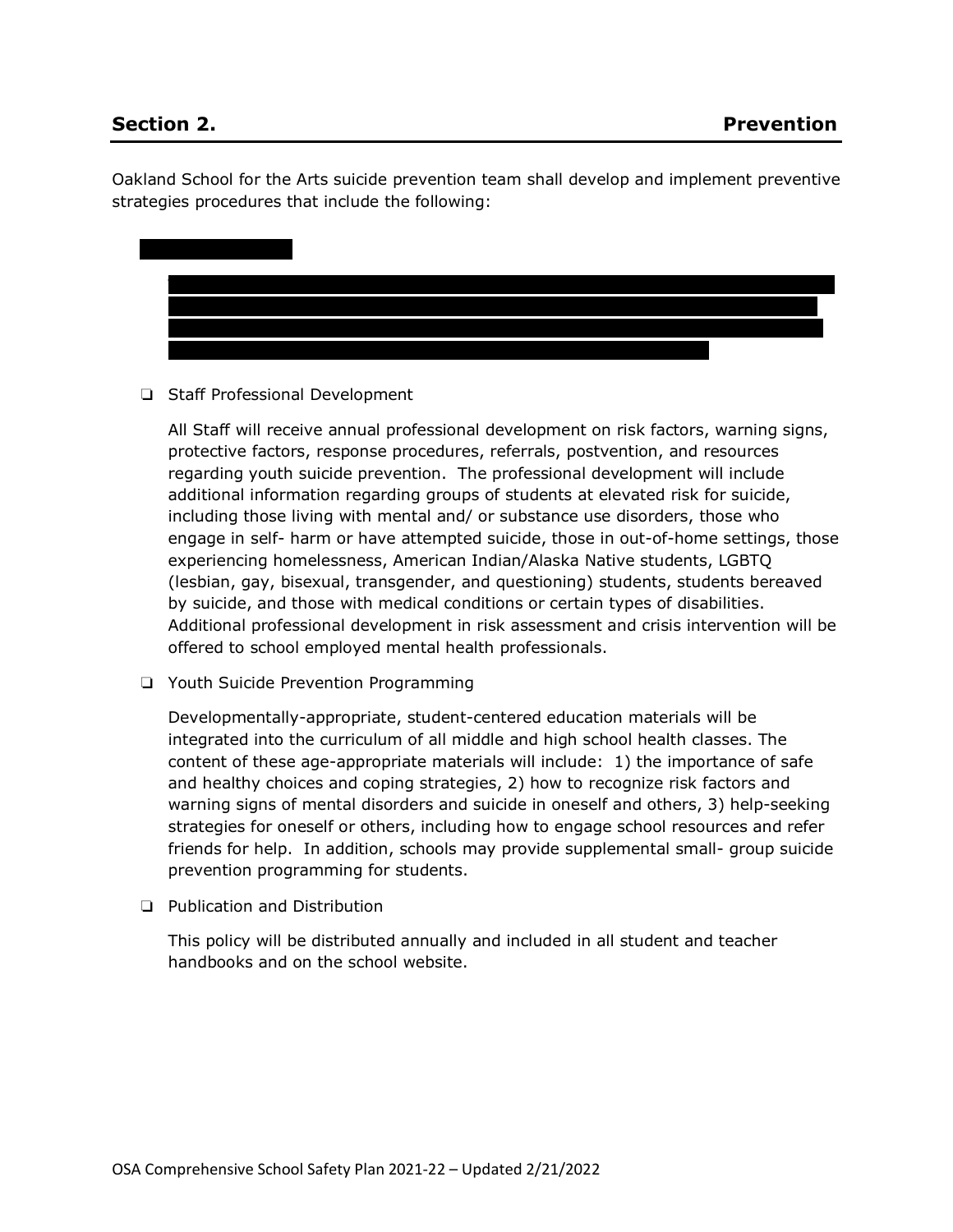## Section 2. Prevention

Oakland School for the Arts suicide prevention team shall develop and implement preventive strategies procedures that include the following:

- ❑ Staff Professional Development

  All Staff will receive annual professional development on risk factors, warning signs, protective factors, response procedures, referrals, postvention, and resources regarding youth suicide prevention. The professional development will include additional information regarding groups of students at elevated risk for suicide, including those living with mental and/ or substance use disorders, those who engage in self- harm or have attempted suicide, those in out-of-home settings, those experiencing homelessness, American Indian/Alaska Native students, LGBTQ (lesbian, gay, bisexual, transgender, and questioning) students, students bereaved by suicide, and those with medical conditions or certain types of disabilities. Additional professional development in risk assessment and crisis intervention will be offered to school employed mental health professionals.

- ❑ Youth Suicide Prevention Programming

  Developmentally-appropriate, student-centered education materials will be integrated into the curriculum of all middle and high school health classes. The content of these age-appropriate materials will include: 1) the importance of safe and healthy choices and coping strategies, 2) how to recognize risk factors and warning signs of mental disorders and suicide in oneself and others, 3) help-seeking strategies for oneself or others, including how to engage school resources and refer friends for help. In addition, schools may provide supplemental small- group suicide prevention programming for students.

- ❑ Publication and Distribution

  This policy will be distributed annually and included in all student and teacher handbooks and on the school website.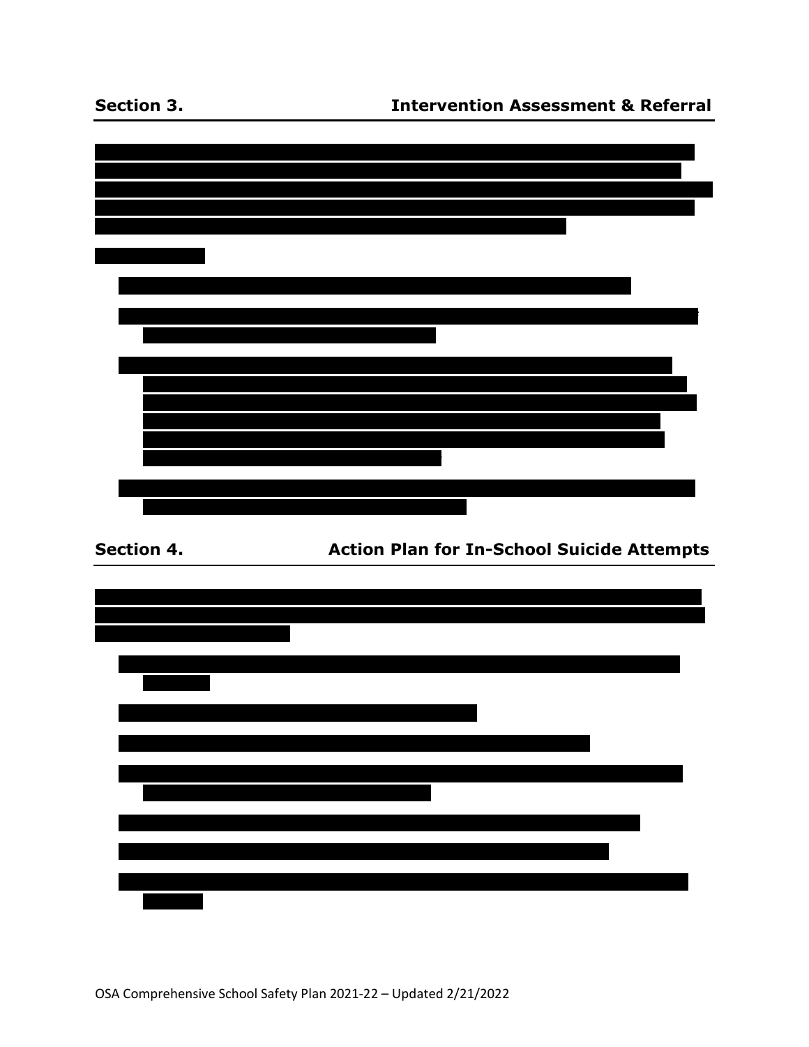## Section 3. Intervention Assessment & Referral

## Section 4. Action Plan for In-School Suicide Attempts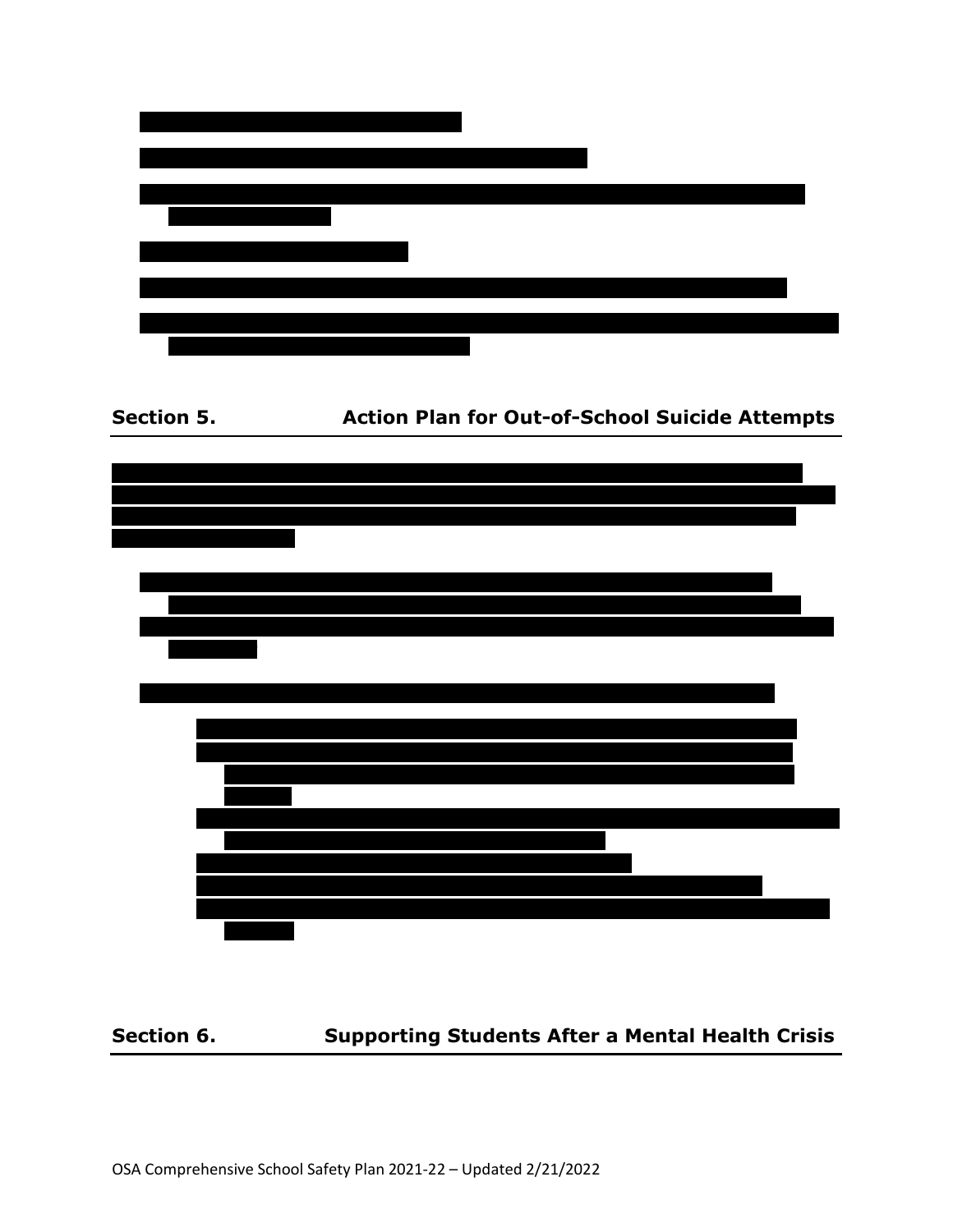## Section 5. Action Plan for Out-of-School Suicide Attempts

## Section 6. Supporting Students After a Mental Health Crisis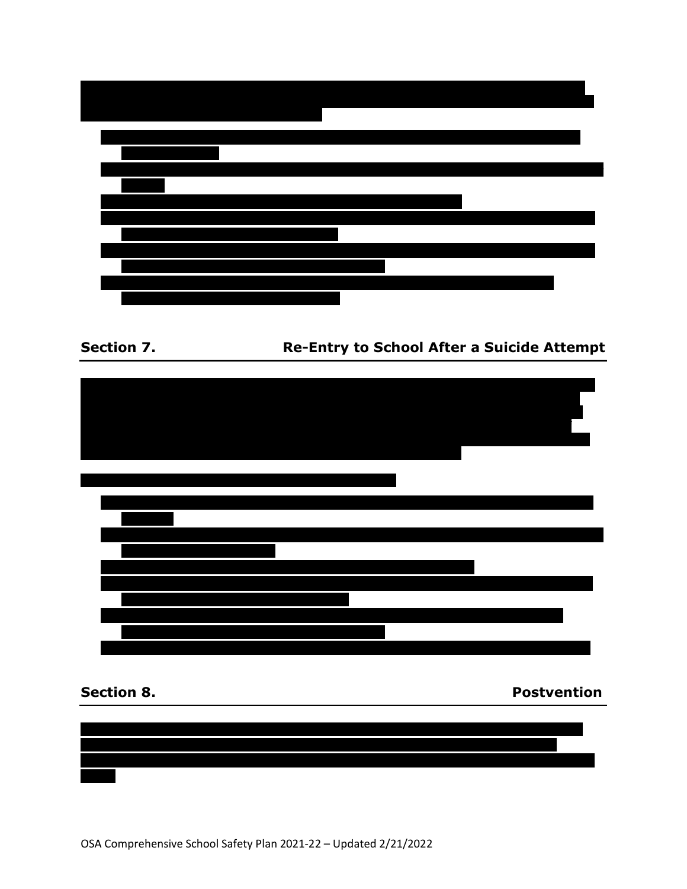## Section 7. Re-Entry to School After a Suicide Attempt

## Section 8. Postvention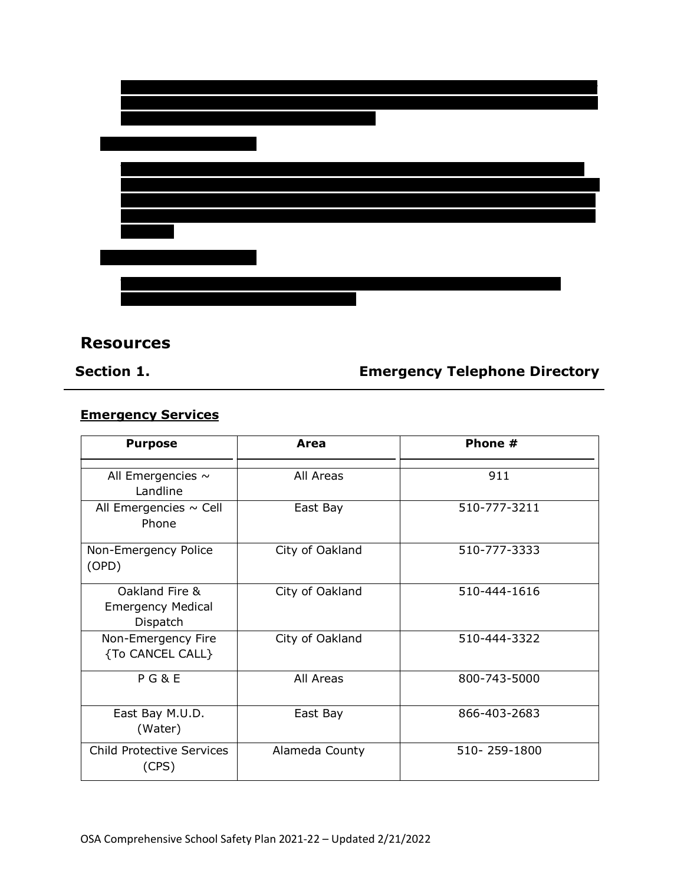# Resources

## Section 1. Emergency Telephone Directory

### Emergency Services

| Purpose | Area | Phone # |
|---|---|---|
| All Emergencies ~ Landline | All Areas | 911 |
| All Emergencies ~ Cell Phone | East Bay | 510-777-3211 |
| Non-Emergency Police (OPD) | City of Oakland | 510-777-3333 |
| Oakland Fire & Emergency Medical Dispatch | City of Oakland | 510-444-1616 |
| Non-Emergency Fire {To CANCEL CALL} | City of Oakland | 510-444-3322 |
| P G & E | All Areas | 800-743-5000 |
| East Bay M.U.D. (Water) | East Bay | 866-403-2683 |
| Child Protective Services (CPS) | Alameda County | 510- 259-1800 |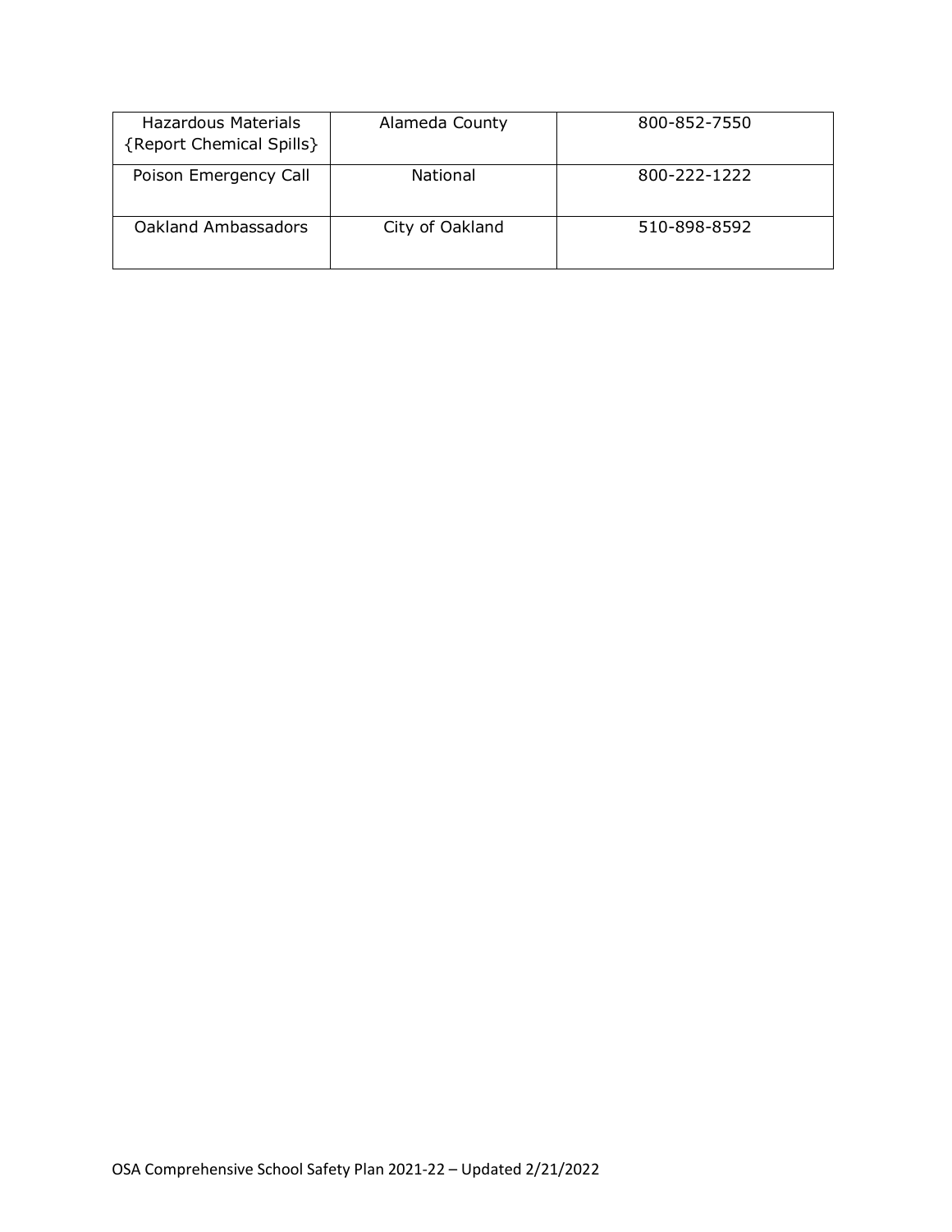| | | |
|---|---|---|
| Hazardous Materials {Report Chemical Spills} | Alameda County | 800-852-7550 |
| Poison Emergency Call | National | 800-222-1222 |
| Oakland Ambassadors | City of Oakland | 510-898-8592 |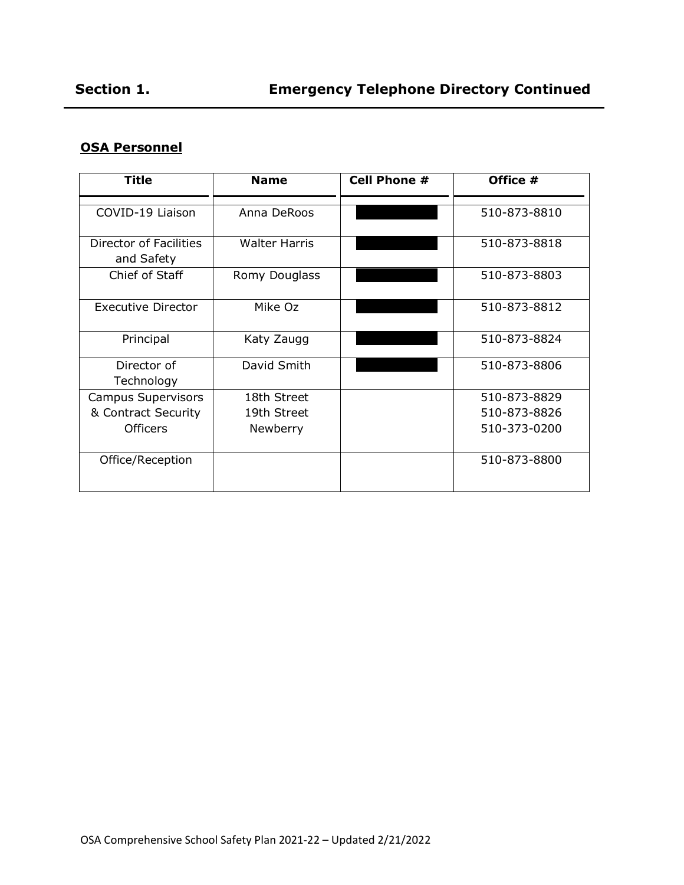## Section 1. Emergency Telephone Directory Continued

### OSA Personnel

| Title | Name | Cell Phone # | Office # |
|---|---|---|---|
| COVID-19 Liaison | Anna DeRoos | | 510-873-8810 |
| Director of Facilities and Safety | Walter Harris | | 510-873-8818 |
| Chief of Staff | Romy Douglass | | 510-873-8803 |
| Executive Director | Mike Oz | | 510-873-8812 |
| Principal | Katy Zaugg | | 510-873-8824 |
| Director of Technology | David Smith | | 510-873-8806 |
| Campus Supervisors & Contract Security Officers | 18th Street<br>19th Street<br>Newberry | | 510-873-8829<br>510-873-8826<br>510-373-0200 |
| Office/Reception | | | 510-873-8800 |

OSA Comprehensive School Safety Plan 2021-22 – Updated 2/21/2022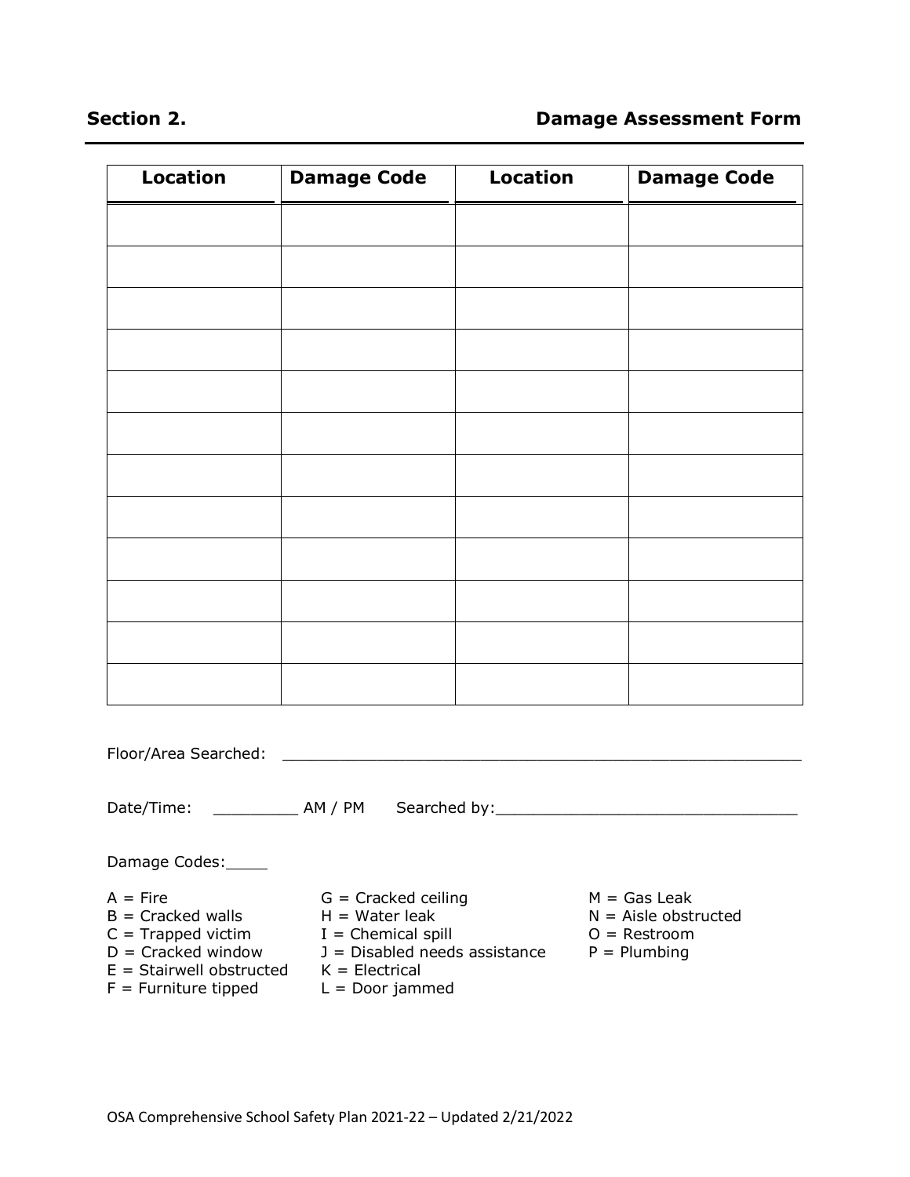**Section 2.** **Damage Assessment Form**

| Location | Damage Code | Location | Damage Code |
|---|---|---|---|
| | | | |
| | | | |
| | | | |
| | | | |
| | | | |
| | | | |
| | | | |
| | | | |
| | | | |
| | | | |
| | | | |
| | | | |

Floor/Area Searched: ____________________________________________________________

Date/Time: _________ AM / PM  Searched by:________________________________

Damage Codes:_____

A = Fire
B = Cracked walls
C = Trapped victim
D = Cracked window
E = Stairwell obstructed
F = Furniture tipped
G = Cracked ceiling
H = Water leak
I = Chemical spill
J = Disabled needs assistance
K = Electrical
L = Door jammed
M = Gas Leak
N = Aisle obstructed
O = Restroom
P = Plumbing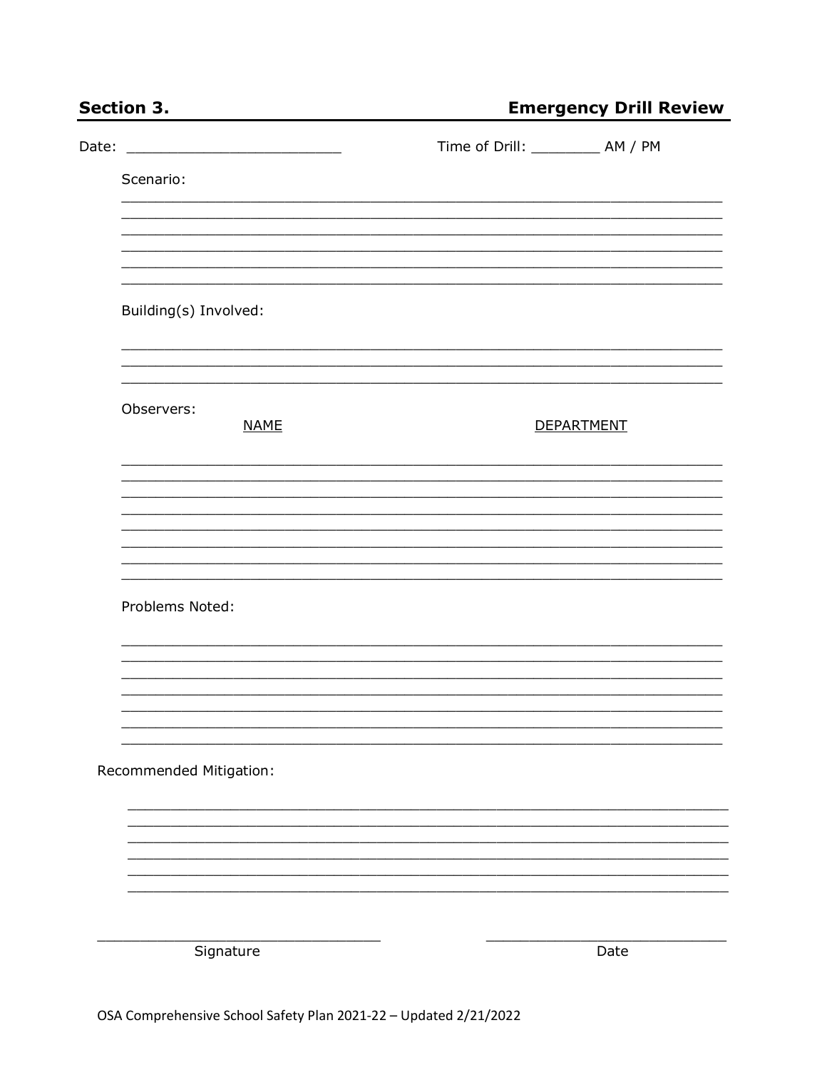## Section 3. Emergency Drill Review

Date: _________________________ Time of Drill: ________ AM / PM

Scenario:

_______________________________________________________________________
_______________________________________________________________________
_______________________________________________________________________
_______________________________________________________________________
_______________________________________________________________________
_______________________________________________________________________

Building(s) Involved:

_______________________________________________________________________
_______________________________________________________________________
_______________________________________________________________________

Observers:

| NAME | DEPARTMENT |
|---|---|
| | |
| | |
| | |
| | |
| | |
| | |
| | |
| | |

Problems Noted:

_______________________________________________________________________
_______________________________________________________________________
_______________________________________________________________________
_______________________________________________________________________
_______________________________________________________________________
_______________________________________________________________________
_______________________________________________________________________

Recommended Mitigation:

_______________________________________________________________________
_______________________________________________________________________
_______________________________________________________________________
_______________________________________________________________________
_______________________________________________________________________
_______________________________________________________________________

_________________________________ _____________________________
Signature Date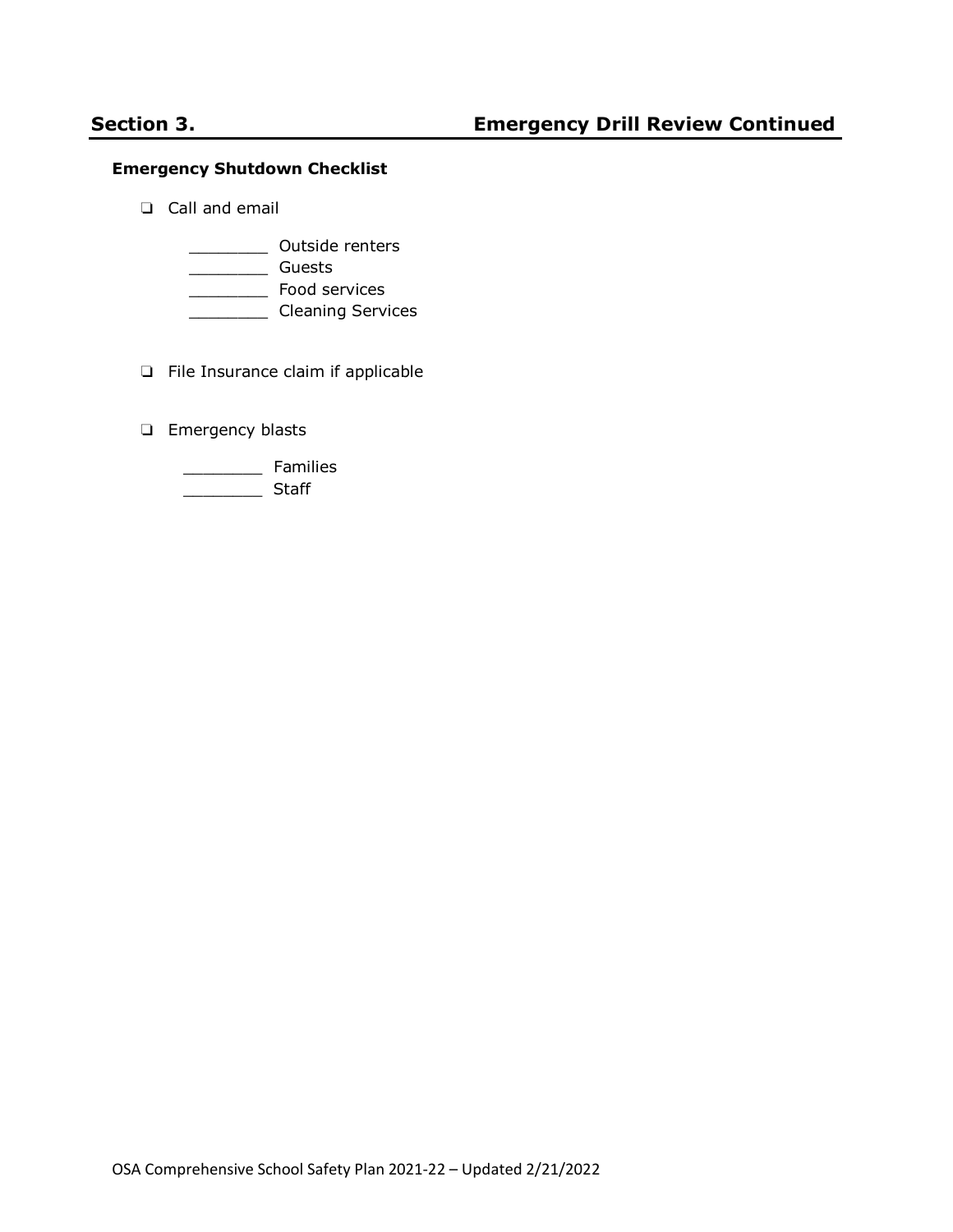## Section 3. Emergency Drill Review Continued

**Emergency Shutdown Checklist**

- ❑ Call and email

  ________ Outside renters
  ________ Guests
  ________ Food services
  ________ Cleaning Services

- ❑ File Insurance claim if applicable

- ❑ Emergency blasts

  ________ Families
  ________ Staff